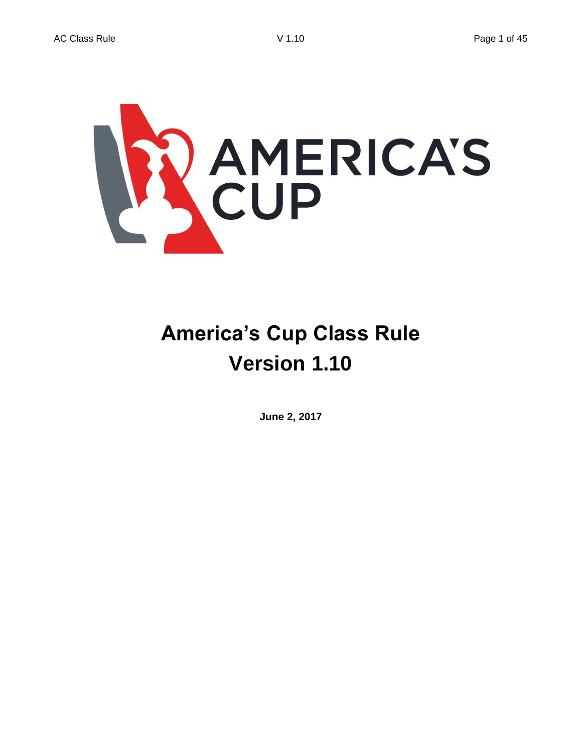# America's Cup Class Rule
# Version 1.10

**June 2, 2017**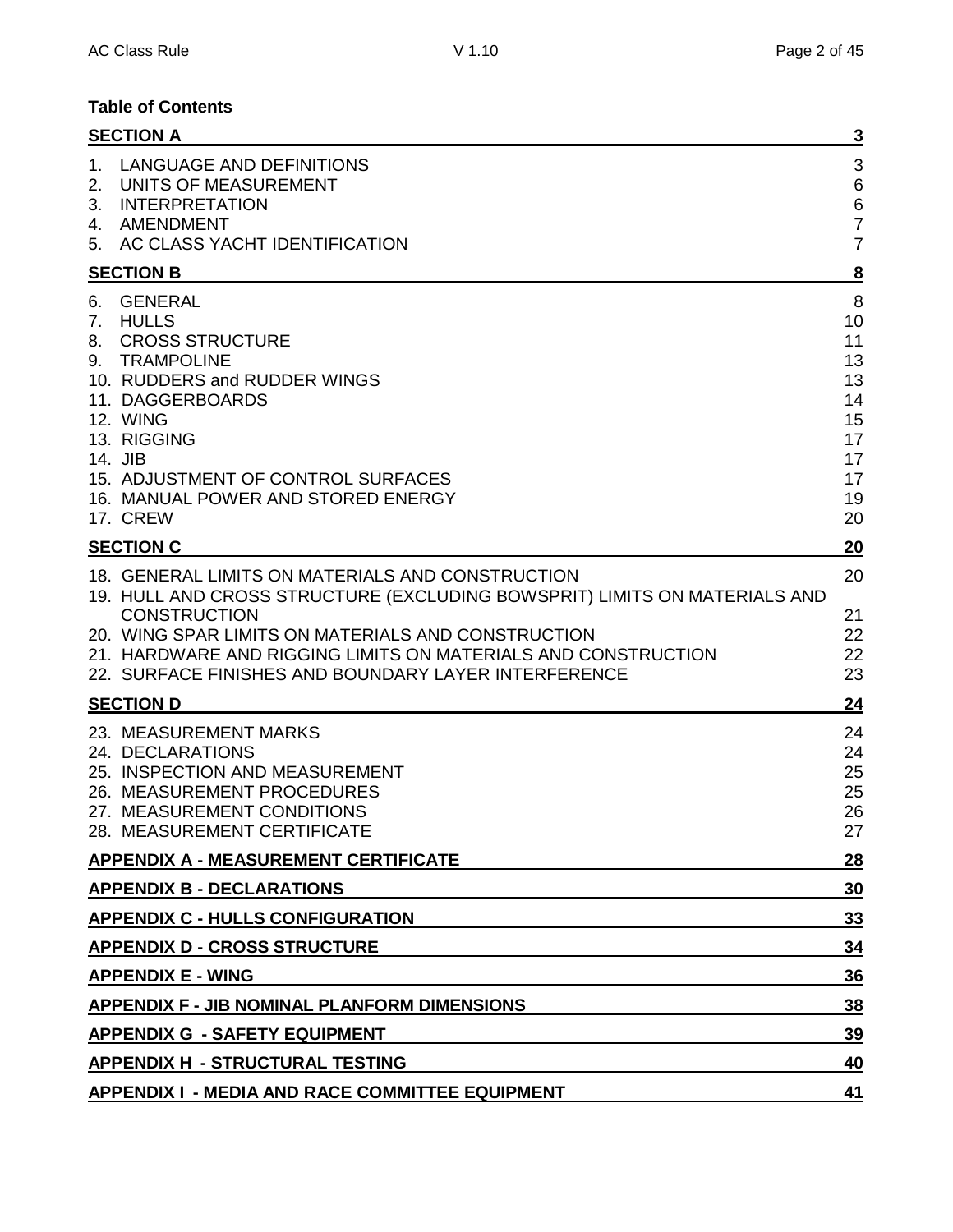**Table of Contents**

| | |
|---|---|
| **SECTION A** | **3** |
| 1. LANGUAGE AND DEFINITIONS | 3 |
| 2. UNITS OF MEASUREMENT | 6 |
| 3. INTERPRETATION | 6 |
| 4. AMENDMENT | 7 |
| 5. AC CLASS YACHT IDENTIFICATION | 7 |
| **SECTION B** | **8** |
| 6. GENERAL | 8 |
| 7. HULLS | 10 |
| 8. CROSS STRUCTURE | 11 |
| 9. TRAMPOLINE | 13 |
| 10. RUDDERS and RUDDER WINGS | 13 |
| 11. DAGGERBOARDS | 14 |
| 12. WING | 15 |
| 13. RIGGING | 17 |
| 14. JIB | 17 |
| 15. ADJUSTMENT OF CONTROL SURFACES | 17 |
| 16. MANUAL POWER AND STORED ENERGY | 19 |
| 17. CREW | 20 |
| **SECTION C** | **20** |
| 18. GENERAL LIMITS ON MATERIALS AND CONSTRUCTION | 20 |
| 19. HULL AND CROSS STRUCTURE (EXCLUDING BOWSPRIT) LIMITS ON MATERIALS AND CONSTRUCTION | 21 |
| 20. WING SPAR LIMITS ON MATERIALS AND CONSTRUCTION | 22 |
| 21. HARDWARE AND RIGGING LIMITS ON MATERIALS AND CONSTRUCTION | 22 |
| 22. SURFACE FINISHES AND BOUNDARY LAYER INTERFERENCE | 23 |
| **SECTION D** | **24** |
| 23. MEASUREMENT MARKS | 24 |
| 24. DECLARATIONS | 24 |
| 25. INSPECTION AND MEASUREMENT | 25 |
| 26. MEASUREMENT PROCEDURES | 25 |
| 27. MEASUREMENT CONDITIONS | 26 |
| 28. MEASUREMENT CERTIFICATE | 27 |
| **APPENDIX A - MEASUREMENT CERTIFICATE** | **28** |
| **APPENDIX B - DECLARATIONS** | **30** |
| **APPENDIX C - HULLS CONFIGURATION** | **33** |
| **APPENDIX D - CROSS STRUCTURE** | **34** |
| **APPENDIX E - WING** | **36** |
| **APPENDIX F - JIB NOMINAL PLANFORM DIMENSIONS** | **38** |
| **APPENDIX G - SAFETY EQUIPMENT** | **39** |
| **APPENDIX H - STRUCTURAL TESTING** | **40** |
| **APPENDIX I - MEDIA AND RACE COMMITTEE EQUIPMENT** | **41** |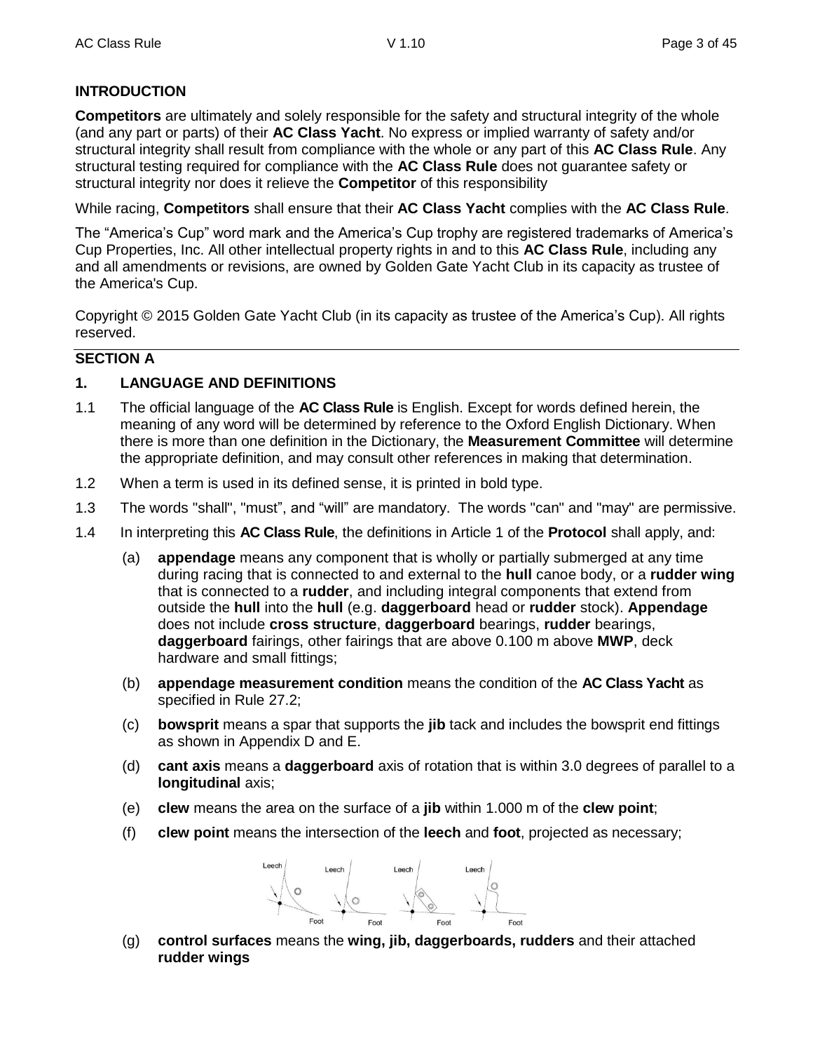## INTRODUCTION

**Competitors** are ultimately and solely responsible for the safety and structural integrity of the whole (and any part or parts) of their **AC Class Yacht**. No express or implied warranty of safety and/or structural integrity shall result from compliance with the whole or any part of this **AC Class Rule**. Any structural testing required for compliance with the **AC Class Rule** does not guarantee safety or structural integrity nor does it relieve the **Competitor** of this responsibility

While racing, **Competitors** shall ensure that their **AC Class Yacht** complies with the **AC Class Rule**.

The "America's Cup" word mark and the America's Cup trophy are registered trademarks of America's Cup Properties, Inc. All other intellectual property rights in and to this **AC Class Rule**, including any and all amendments or revisions, are owned by Golden Gate Yacht Club in its capacity as trustee of the America's Cup.

Copyright © 2015 Golden Gate Yacht Club (in its capacity as trustee of the America's Cup). All rights reserved.

## SECTION A

### 1. LANGUAGE AND DEFINITIONS

1.1 The official language of the **AC Class Rule** is English. Except for words defined herein, the meaning of any word will be determined by reference to the Oxford English Dictionary. When there is more than one definition in the Dictionary, the **Measurement Committee** will determine the appropriate definition, and may consult other references in making that determination.

1.2 When a term is used in its defined sense, it is printed in bold type.

1.3 The words "shall", "must", and "will" are mandatory. The words "can" and "may" are permissive.

1.4 In interpreting this **AC Class Rule**, the definitions in Article 1 of the **Protocol** shall apply, and:

(a) **appendage** means any component that is wholly or partially submerged at any time during racing that is connected to and external to the **hull** canoe body, or a **rudder wing** that is connected to a **rudder**, and including integral components that extend from outside the **hull** into the **hull** (e.g. **daggerboard** head or **rudder** stock). **Appendage** does not include **cross structure**, **daggerboard** bearings, **rudder** bearings, **daggerboard** fairings, other fairings that are above 0.100 m above **MWP**, deck hardware and small fittings;

(b) **appendage measurement condition** means the condition of the **AC Class Yacht** as specified in Rule 27.2;

(c) **bowsprit** means a spar that supports the **jib** tack and includes the bowsprit end fittings as shown in Appendix D and E.

(d) **cant axis** means a **daggerboard** axis of rotation that is within 3.0 degrees of parallel to a **longitudinal** axis;

(e) **clew** means the area on the surface of a **jib** within 1.000 m of the **clew point**;

(f) **clew point** means the intersection of the **leech** and **foot**, projected as necessary;

Leech Foot Leech Foot Leech Foot Leech Foot

(g) **control surfaces** means the **wing, jib, daggerboards, rudders** and their attached **rudder wings**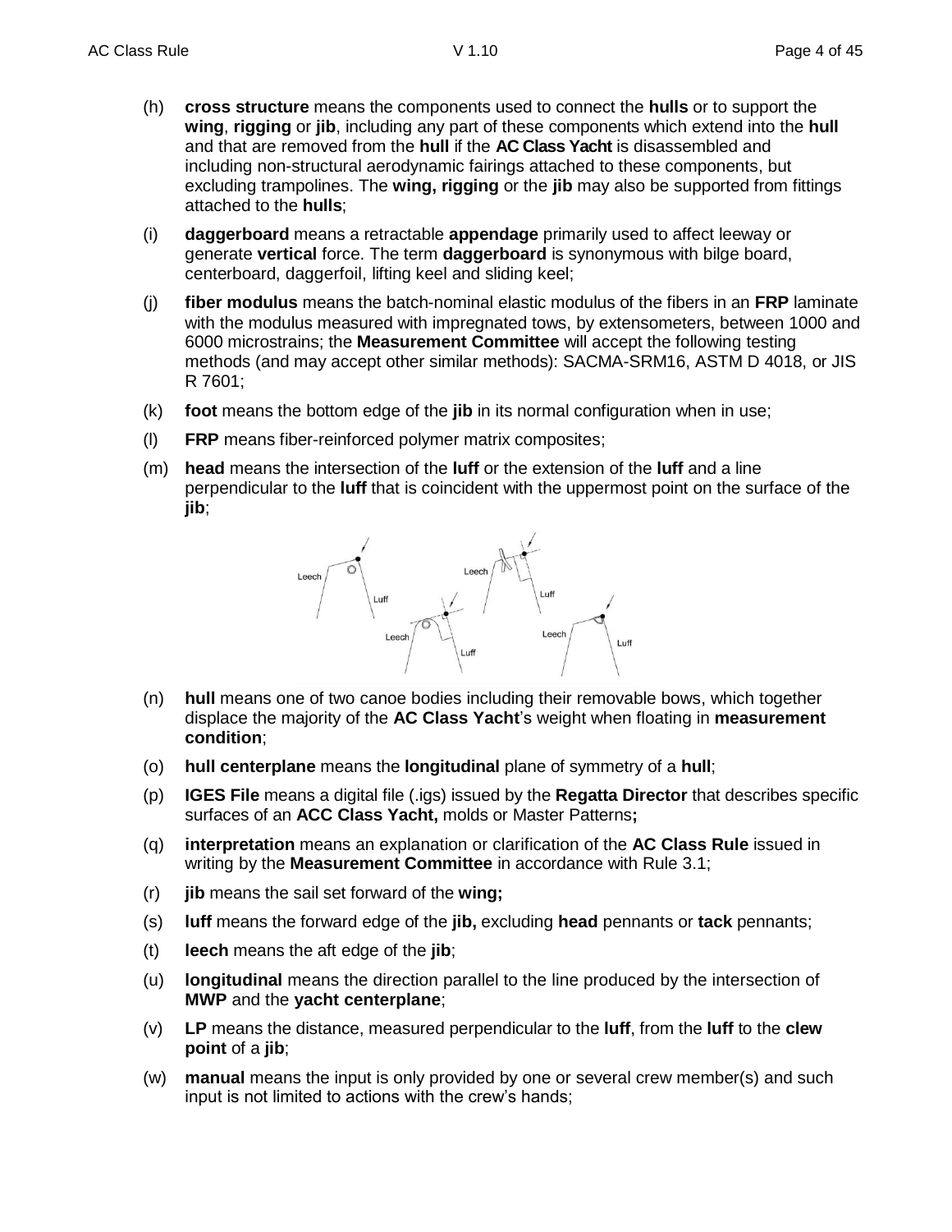(h) **cross structure** means the components used to connect the **hulls** or to support the **wing**, **rigging** or **jib**, including any part of these components which extend into the **hull** and that are removed from the **hull** if the **AC Class Yacht** is disassembled and including non-structural aerodynamic fairings attached to these components, but excluding trampolines. The **wing, rigging** or the **jib** may also be supported from fittings attached to the **hulls**;

(i) **daggerboard** means a retractable **appendage** primarily used to affect leeway or generate **vertical** force. The term **daggerboard** is synonymous with bilge board, centerboard, daggerfoil, lifting keel and sliding keel;

(j) **fiber modulus** means the batch-nominal elastic modulus of the fibers in an **FRP** laminate with the modulus measured with impregnated tows, by extensometers, between 1000 and 6000 microstrains; the **Measurement Committee** will accept the following testing methods (and may accept other similar methods): SACMA-SRM16, ASTM D 4018, or JIS R 7601;

(k) **foot** means the bottom edge of the **jib** in its normal configuration when in use;

(l) **FRP** means fiber-reinforced polymer matrix composites;

(m) **head** means the intersection of the **luff** or the extension of the **luff** and a line perpendicular to the **luff** that is coincident with the uppermost point on the surface of the **jib**;

Leech
Luff
Leech
Luff
Leech
Luff
Leech
Luff

(n) **hull** means one of two canoe bodies including their removable bows, which together displace the majority of the **AC Class Yacht**'s weight when floating in **measurement condition**;

(o) **hull centerplane** means the **longitudinal** plane of symmetry of a **hull**;

(p) **IGES File** means a digital file (.igs) issued by the **Regatta Director** that describes specific surfaces of an **ACC Class Yacht,** molds or Master Patterns**;**

(q) **interpretation** means an explanation or clarification of the **AC Class Rule** issued in writing by the **Measurement Committee** in accordance with Rule 3.1;

(r) **jib** means the sail set forward of the **wing;**

(s) **luff** means the forward edge of the **jib,** excluding **head** pennants or **tack** pennants;

(t) **leech** means the aft edge of the **jib**;

(u) **longitudinal** means the direction parallel to the line produced by the intersection of **MWP** and the **yacht centerplane**;

(v) **LP** means the distance, measured perpendicular to the **luff**, from the **luff** to the **clew point** of a **jib**;

(w) **manual** means the input is only provided by one or several crew member(s) and such input is not limited to actions with the crew's hands;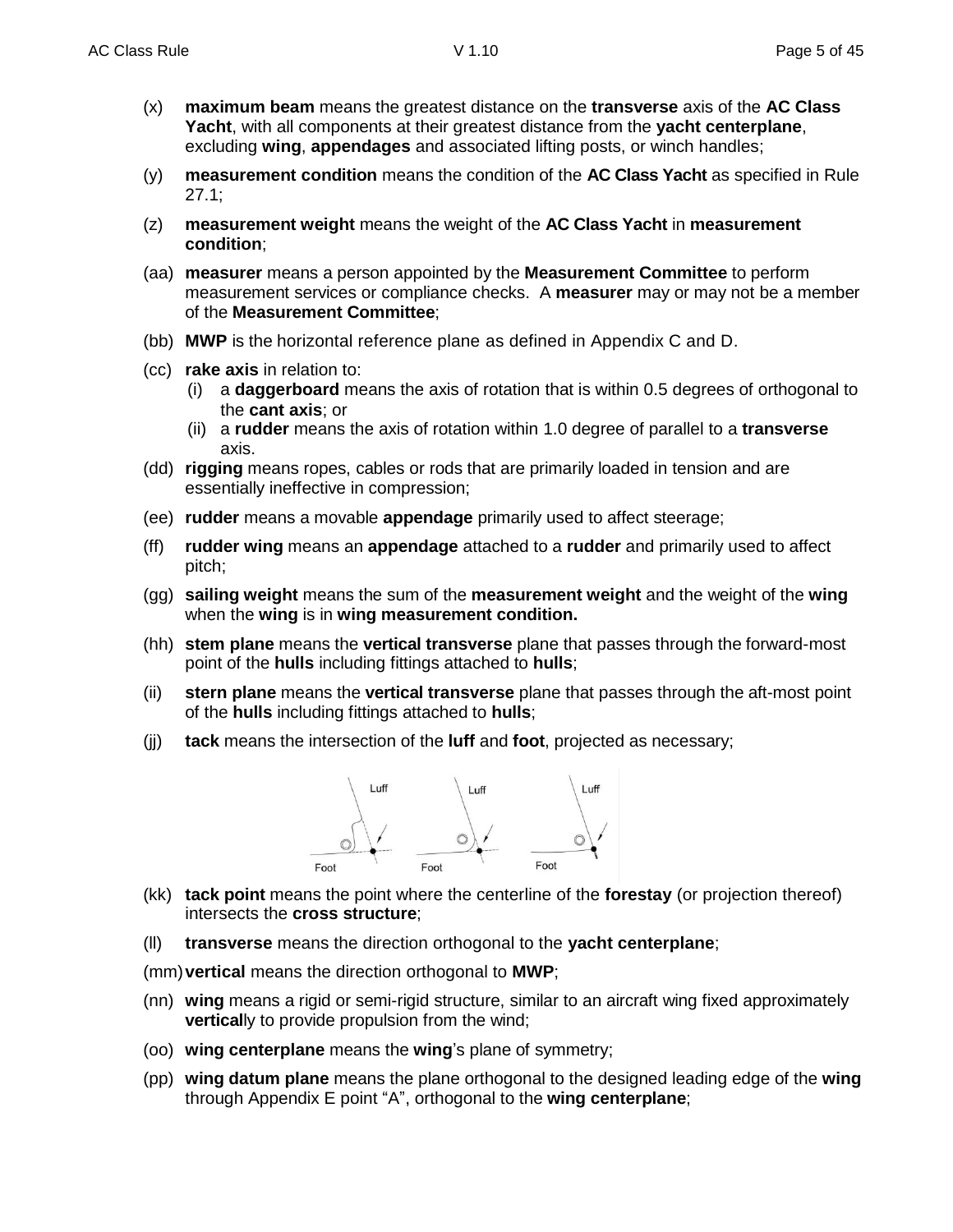(x) **maximum beam** means the greatest distance on the **transverse** axis of the **AC Class Yacht**, with all components at their greatest distance from the **yacht centerplane**, excluding **wing**, **appendages** and associated lifting posts, or winch handles;

(y) **measurement condition** means the condition of the **AC Class Yacht** as specified in Rule 27.1;

(z) **measurement weight** means the weight of the **AC Class Yacht** in **measurement condition**;

(aa) **measurer** means a person appointed by the **Measurement Committee** to perform measurement services or compliance checks. A **measurer** may or may not be a member of the **Measurement Committee**;

(bb) **MWP** is the horizontal reference plane as defined in Appendix C and D.

(cc) **rake axis** in relation to:
- (i) a **daggerboard** means the axis of rotation that is within 0.5 degrees of orthogonal to the **cant axis**; or
- (ii) a **rudder** means the axis of rotation within 1.0 degree of parallel to a **transverse** axis.

(dd) **rigging** means ropes, cables or rods that are primarily loaded in tension and are essentially ineffective in compression;

(ee) **rudder** means a movable **appendage** primarily used to affect steerage;

(ff) **rudder wing** means an **appendage** attached to a **rudder** and primarily used to affect pitch;

(gg) **sailing weight** means the sum of the **measurement weight** and the weight of the **wing** when the **wing** is in **wing measurement condition.**

(hh) **stem plane** means the **vertical transverse** plane that passes through the forward-most point of the **hulls** including fittings attached to **hulls**;

(ii) **stern plane** means the **vertical transverse** plane that passes through the aft-most point of the **hulls** including fittings attached to **hulls**;

(jj) **tack** means the intersection of the **luff** and **foot**, projected as necessary;

Luff
Foot
Luff
Foot
Luff
Foot

(kk) **tack point** means the point where the centerline of the **forestay** (or projection thereof) intersects the **cross structure**;

(ll) **transverse** means the direction orthogonal to the **yacht centerplane**;

(mm) **vertical** means the direction orthogonal to **MWP**;

(nn) **wing** means a rigid or semi-rigid structure, similar to an aircraft wing fixed approximately **vertical**ly to provide propulsion from the wind;

(oo) **wing centerplane** means the **wing**'s plane of symmetry;

(pp) **wing datum plane** means the plane orthogonal to the designed leading edge of the **wing** through Appendix E point "A", orthogonal to the **wing centerplane**;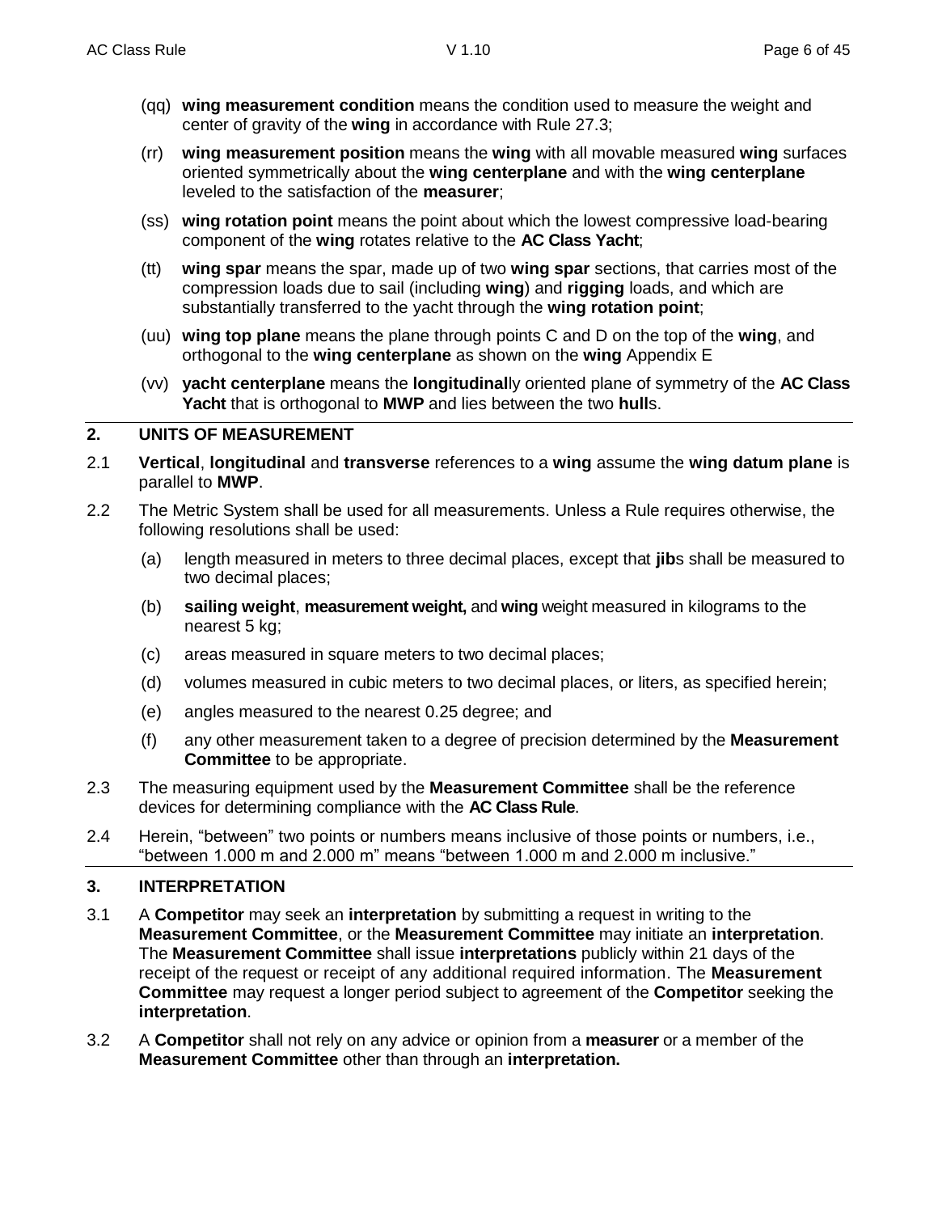(qq) **wing measurement condition** means the condition used to measure the weight and center of gravity of the **wing** in accordance with Rule 27.3;

(rr) **wing measurement position** means the **wing** with all movable measured **wing** surfaces oriented symmetrically about the **wing centerplane** and with the **wing centerplane** leveled to the satisfaction of the **measurer**;

(ss) **wing rotation point** means the point about which the lowest compressive load-bearing component of the **wing** rotates relative to the **AC Class Yacht**;

(tt) **wing spar** means the spar, made up of two **wing spar** sections, that carries most of the compression loads due to sail (including **wing**) and **rigging** loads, and which are substantially transferred to the yacht through the **wing rotation point**;

(uu) **wing top plane** means the plane through points C and D on the top of the **wing**, and orthogonal to the **wing centerplane** as shown on the **wing** Appendix E

(vv) **yacht centerplane** means the **longitudinal**ly oriented plane of symmetry of the **AC Class Yacht** that is orthogonal to **MWP** and lies between the two **hull**s.

## 2. UNITS OF MEASUREMENT

2.1 **Vertical**, **longitudinal** and **transverse** references to a **wing** assume the **wing datum plane** is parallel to **MWP**.

2.2 The Metric System shall be used for all measurements. Unless a Rule requires otherwise, the following resolutions shall be used:

(a) length measured in meters to three decimal places, except that **jib**s shall be measured to two decimal places;

(b) **sailing weight**, **measurement weight,** and **wing** weight measured in kilograms to the nearest 5 kg;

(c) areas measured in square meters to two decimal places;

(d) volumes measured in cubic meters to two decimal places, or liters, as specified herein;

(e) angles measured to the nearest 0.25 degree; and

(f) any other measurement taken to a degree of precision determined by the **Measurement Committee** to be appropriate.

2.3 The measuring equipment used by the **Measurement Committee** shall be the reference devices for determining compliance with the **AC Class Rule**.

2.4 Herein, “between” two points or numbers means inclusive of those points or numbers, i.e., “between 1.000 m and 2.000 m” means “between 1.000 m and 2.000 m inclusive.”

## 3. INTERPRETATION

3.1 A **Competitor** may seek an **interpretation** by submitting a request in writing to the **Measurement Committee**, or the **Measurement Committee** may initiate an **interpretation**. The **Measurement Committee** shall issue **interpretations** publicly within 21 days of the receipt of the request or receipt of any additional required information. The **Measurement Committee** may request a longer period subject to agreement of the **Competitor** seeking the **interpretation**.

3.2 A **Competitor** shall not rely on any advice or opinion from a **measurer** or a member of the **Measurement Committee** other than through an **interpretation.**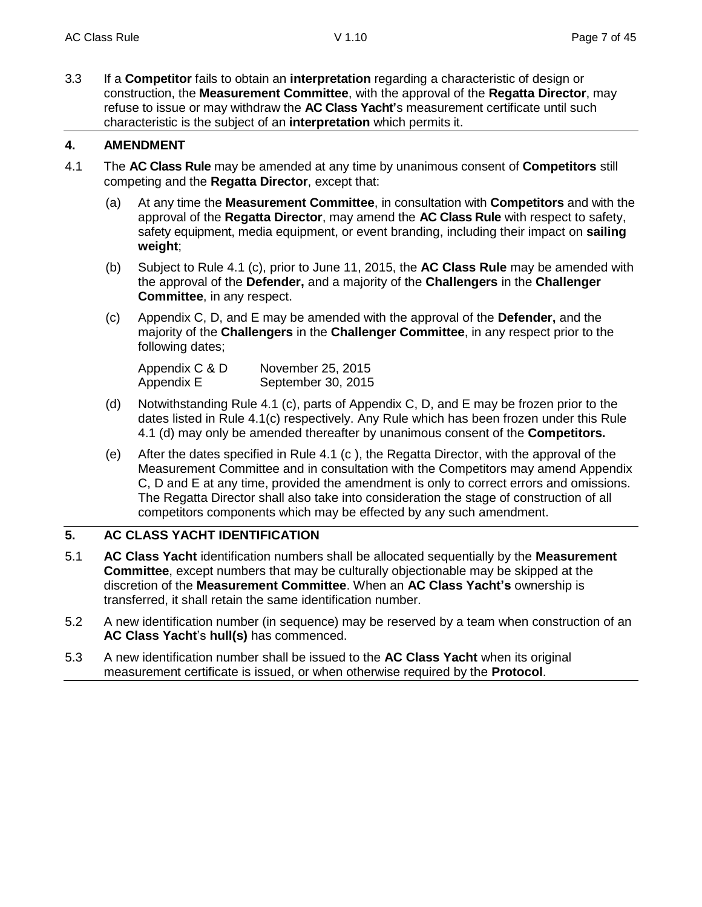3.3 If a **Competitor** fails to obtain an **interpretation** regarding a characteristic of design or construction, the **Measurement Committee**, with the approval of the **Regatta Director**, may refuse to issue or may withdraw the **AC Class Yacht'**s measurement certificate until such characteristic is the subject of an **interpretation** which permits it.

## 4. AMENDMENT

4.1 The **AC Class Rule** may be amended at any time by unanimous consent of **Competitors** still competing and the **Regatta Director**, except that:

(a) At any time the **Measurement Committee**, in consultation with **Competitors** and with the approval of the **Regatta Director**, may amend the **AC Class Rule** with respect to safety, safety equipment, media equipment, or event branding, including their impact on **sailing weight**;

(b) Subject to Rule 4.1 (c), prior to June 11, 2015, the **AC Class Rule** may be amended with the approval of the **Defender,** and a majority of the **Challengers** in the **Challenger Committee**, in any respect.

(c) Appendix C, D, and E may be amended with the approval of the **Defender,** and the majority of the **Challengers** in the **Challenger Committee**, in any respect prior to the following dates;

| | |
|---|---|
| Appendix C & D | November 25, 2015 |
| Appendix E | September 30, 2015 |

(d) Notwithstanding Rule 4.1 (c), parts of Appendix C, D, and E may be frozen prior to the dates listed in Rule 4.1(c) respectively. Any Rule which has been frozen under this Rule 4.1 (d) may only be amended thereafter by unanimous consent of the **Competitors.**

(e) After the dates specified in Rule 4.1 (c ), the Regatta Director, with the approval of the Measurement Committee and in consultation with the Competitors may amend Appendix C, D and E at any time, provided the amendment is only to correct errors and omissions. The Regatta Director shall also take into consideration the stage of construction of all competitors components which may be effected by any such amendment.

## 5. AC CLASS YACHT IDENTIFICATION

5.1 **AC Class Yacht** identification numbers shall be allocated sequentially by the **Measurement Committee**, except numbers that may be culturally objectionable may be skipped at the discretion of the **Measurement Committee**. When an **AC Class Yacht's** ownership is transferred, it shall retain the same identification number.

5.2 A new identification number (in sequence) may be reserved by a team when construction of an **AC Class Yacht**'s **hull(s)** has commenced.

5.3 A new identification number shall be issued to the **AC Class Yacht** when its original measurement certificate is issued, or when otherwise required by the **Protocol**.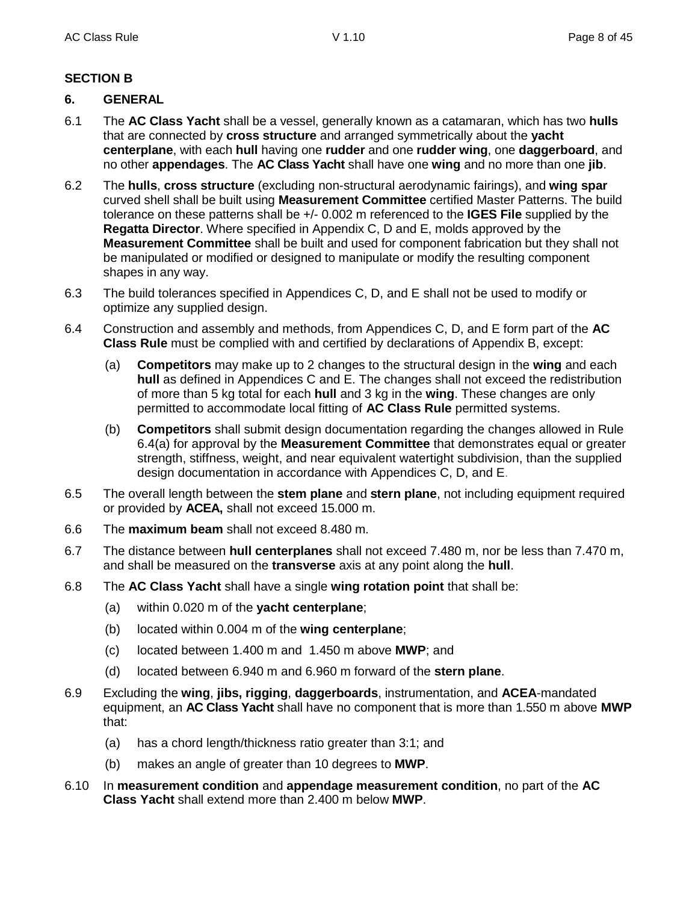## SECTION B

### 6. GENERAL

6.1 The **AC Class Yacht** shall be a vessel, generally known as a catamaran, which has two **hulls** that are connected by **cross structure** and arranged symmetrically about the **yacht centerplane**, with each **hull** having one **rudder** and one **rudder wing**, one **daggerboard**, and no other **appendages**. The **AC Class Yacht** shall have one **wing** and no more than one **jib**.

6.2 The **hulls**, **cross structure** (excluding non-structural aerodynamic fairings), and **wing spar** curved shell shall be built using **Measurement Committee** certified Master Patterns. The build tolerance on these patterns shall be +/- 0.002 m referenced to the **IGES File** supplied by the **Regatta Director**. Where specified in Appendix C, D and E, molds approved by the **Measurement Committee** shall be built and used for component fabrication but they shall not be manipulated or modified or designed to manipulate or modify the resulting component shapes in any way.

6.3 The build tolerances specified in Appendices C, D, and E shall not be used to modify or optimize any supplied design.

6.4 Construction and assembly and methods, from Appendices C, D, and E form part of the **AC Class Rule** must be complied with and certified by declarations of Appendix B, except:

(a) **Competitors** may make up to 2 changes to the structural design in the **wing** and each **hull** as defined in Appendices C and E. The changes shall not exceed the redistribution of more than 5 kg total for each **hull** and 3 kg in the **wing**. These changes are only permitted to accommodate local fitting of **AC Class Rule** permitted systems.

(b) **Competitors** shall submit design documentation regarding the changes allowed in Rule 6.4(a) for approval by the **Measurement Committee** that demonstrates equal or greater strength, stiffness, weight, and near equivalent watertight subdivision, than the supplied design documentation in accordance with Appendices C, D, and E.

6.5 The overall length between the **stem plane** and **stern plane**, not including equipment required or provided by **ACEA,** shall not exceed 15.000 m.

6.6 The **maximum beam** shall not exceed 8.480 m.

6.7 The distance between **hull centerplanes** shall not exceed 7.480 m, nor be less than 7.470 m, and shall be measured on the **transverse** axis at any point along the **hull**.

6.8 The **AC Class Yacht** shall have a single **wing rotation point** that shall be:

(a) within 0.020 m of the **yacht centerplane**;

(b) located within 0.004 m of the **wing centerplane**;

(c) located between 1.400 m and 1.450 m above **MWP**; and

(d) located between 6.940 m and 6.960 m forward of the **stern plane**.

6.9 Excluding the **wing**, **jibs, rigging**, **daggerboards**, instrumentation, and **ACEA**-mandated equipment, an **AC Class Yacht** shall have no component that is more than 1.550 m above **MWP** that:

(a) has a chord length/thickness ratio greater than 3:1; and

(b) makes an angle of greater than 10 degrees to **MWP**.

6.10 In **measurement condition** and **appendage measurement condition**, no part of the **AC Class Yacht** shall extend more than 2.400 m below **MWP**.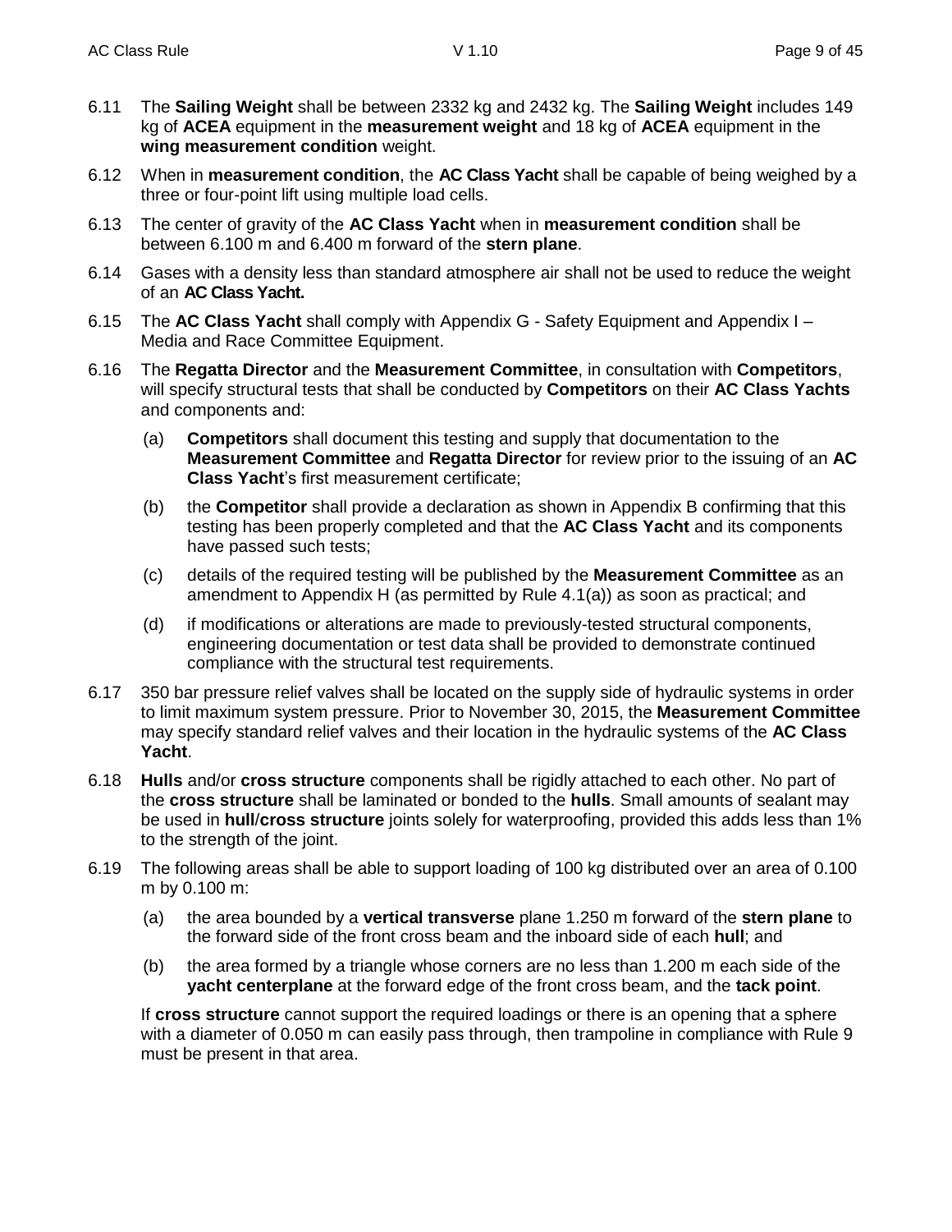6.11 The **Sailing Weight** shall be between 2332 kg and 2432 kg. The **Sailing Weight** includes 149 kg of **ACEA** equipment in the **measurement weight** and 18 kg of **ACEA** equipment in the **wing measurement condition** weight.

6.12 When in **measurement condition**, the **AC Class Yacht** shall be capable of being weighed by a three or four-point lift using multiple load cells.

6.13 The center of gravity of the **AC Class Yacht** when in **measurement condition** shall be between 6.100 m and 6.400 m forward of the **stern plane**.

6.14 Gases with a density less than standard atmosphere air shall not be used to reduce the weight of an **AC Class Yacht.**

6.15 The **AC Class Yacht** shall comply with Appendix G - Safety Equipment and Appendix I – Media and Race Committee Equipment.

6.16 The **Regatta Director** and the **Measurement Committee**, in consultation with **Competitors**, will specify structural tests that shall be conducted by **Competitors** on their **AC Class Yachts** and components and:

(a) **Competitors** shall document this testing and supply that documentation to the **Measurement Committee** and **Regatta Director** for review prior to the issuing of an **AC Class Yacht**'s first measurement certificate;

(b) the **Competitor** shall provide a declaration as shown in Appendix B confirming that this testing has been properly completed and that the **AC Class Yacht** and its components have passed such tests;

(c) details of the required testing will be published by the **Measurement Committee** as an amendment to Appendix H (as permitted by Rule 4.1(a)) as soon as practical; and

(d) if modifications or alterations are made to previously-tested structural components, engineering documentation or test data shall be provided to demonstrate continued compliance with the structural test requirements.

6.17 350 bar pressure relief valves shall be located on the supply side of hydraulic systems in order to limit maximum system pressure. Prior to November 30, 2015, the **Measurement Committee** may specify standard relief valves and their location in the hydraulic systems of the **AC Class Yacht**.

6.18 **Hulls** and/or **cross structure** components shall be rigidly attached to each other. No part of the **cross structure** shall be laminated or bonded to the **hulls**. Small amounts of sealant may be used in **hull**/**cross structure** joints solely for waterproofing, provided this adds less than 1% to the strength of the joint.

6.19 The following areas shall be able to support loading of 100 kg distributed over an area of 0.100 m by 0.100 m:

(a) the area bounded by a **vertical transverse** plane 1.250 m forward of the **stern plane** to the forward side of the front cross beam and the inboard side of each **hull**; and

(b) the area formed by a triangle whose corners are no less than 1.200 m each side of the **yacht centerplane** at the forward edge of the front cross beam, and the **tack point**.

If **cross structure** cannot support the required loadings or there is an opening that a sphere with a diameter of 0.050 m can easily pass through, then trampoline in compliance with Rule 9 must be present in that area.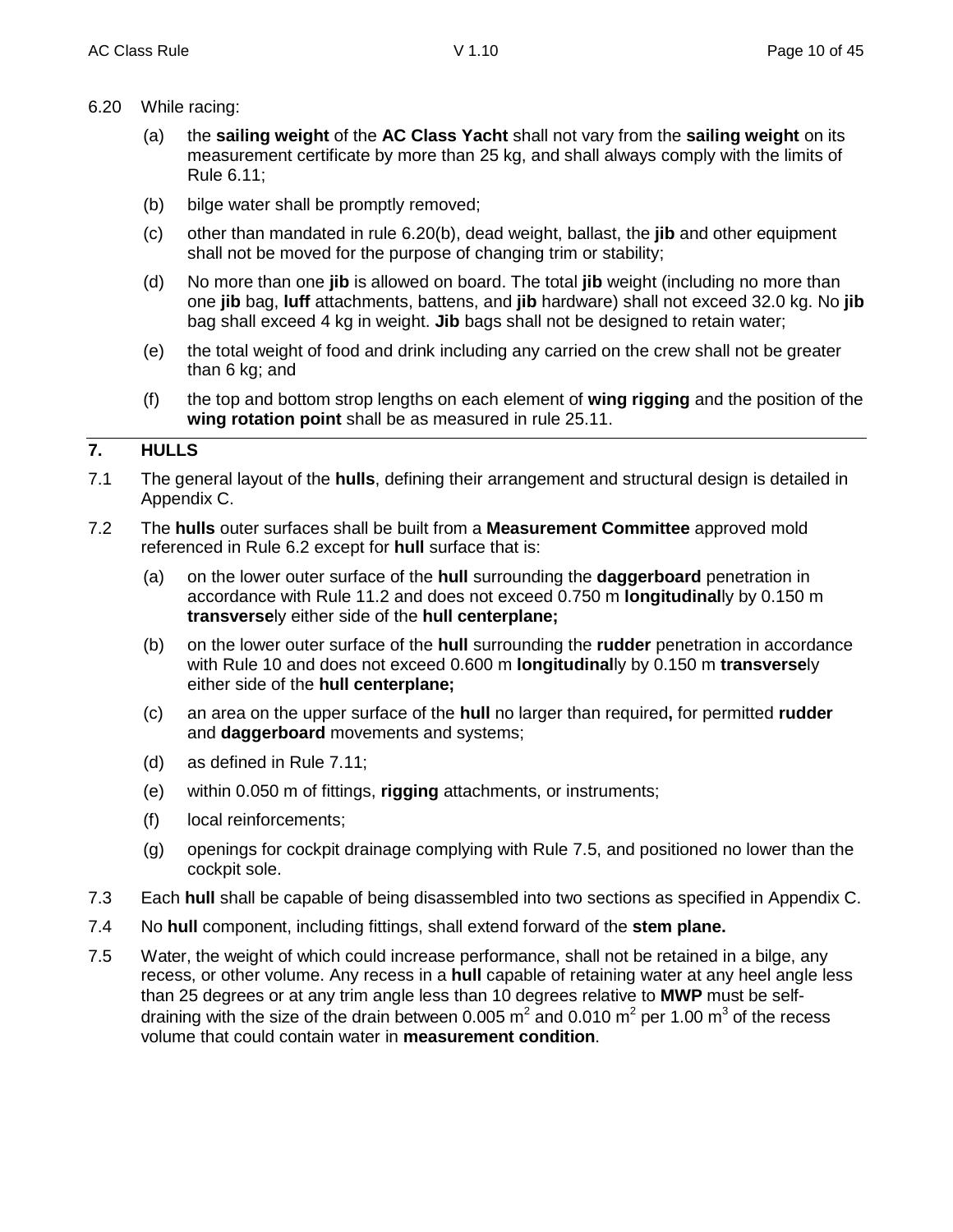6.20 While racing:

(a) the **sailing weight** of the **AC Class Yacht** shall not vary from the **sailing weight** on its measurement certificate by more than 25 kg, and shall always comply with the limits of Rule 6.11;

(b) bilge water shall be promptly removed;

(c) other than mandated in rule 6.20(b), dead weight, ballast, the **jib** and other equipment shall not be moved for the purpose of changing trim or stability;

(d) No more than one **jib** is allowed on board. The total **jib** weight (including no more than one **jib** bag, **luff** attachments, battens, and **jib** hardware) shall not exceed 32.0 kg. No **jib** bag shall exceed 4 kg in weight. **Jib** bags shall not be designed to retain water;

(e) the total weight of food and drink including any carried on the crew shall not be greater than 6 kg; and

(f) the top and bottom strop lengths on each element of **wing rigging** and the position of the **wing rotation point** shall be as measured in rule 25.11.

## 7. HULLS

7.1 The general layout of the **hulls**, defining their arrangement and structural design is detailed in Appendix C.

7.2 The **hulls** outer surfaces shall be built from a **Measurement Committee** approved mold referenced in Rule 6.2 except for **hull** surface that is:

(a) on the lower outer surface of the **hull** surrounding the **daggerboard** penetration in accordance with Rule 11.2 and does not exceed 0.750 m **longitudinal**ly by 0.150 m **transverse**ly either side of the **hull centerplane;**

(b) on the lower outer surface of the **hull** surrounding the **rudder** penetration in accordance with Rule 10 and does not exceed 0.600 m **longitudinal**ly by 0.150 m **transverse**ly either side of the **hull centerplane;**

(c) an area on the upper surface of the **hull** no larger than required**,** for permitted **rudder** and **daggerboard** movements and systems;

(d) as defined in Rule 7.11;

(e) within 0.050 m of fittings, **rigging** attachments, or instruments;

(f) local reinforcements;

(g) openings for cockpit drainage complying with Rule 7.5, and positioned no lower than the cockpit sole.

7.3 Each **hull** shall be capable of being disassembled into two sections as specified in Appendix C.

7.4 No **hull** component, including fittings, shall extend forward of the **stem plane.**

7.5 Water, the weight of which could increase performance, shall not be retained in a bilge, any recess, or other volume. Any recess in a **hull** capable of retaining water at any heel angle less than 25 degrees or at any trim angle less than 10 degrees relative to **MWP** must be self-draining with the size of the drain between 0.005 $m^2$ and 0.010 $m^2$ per 1.00 $m^3$ of the recess volume that could contain water in **measurement condition**.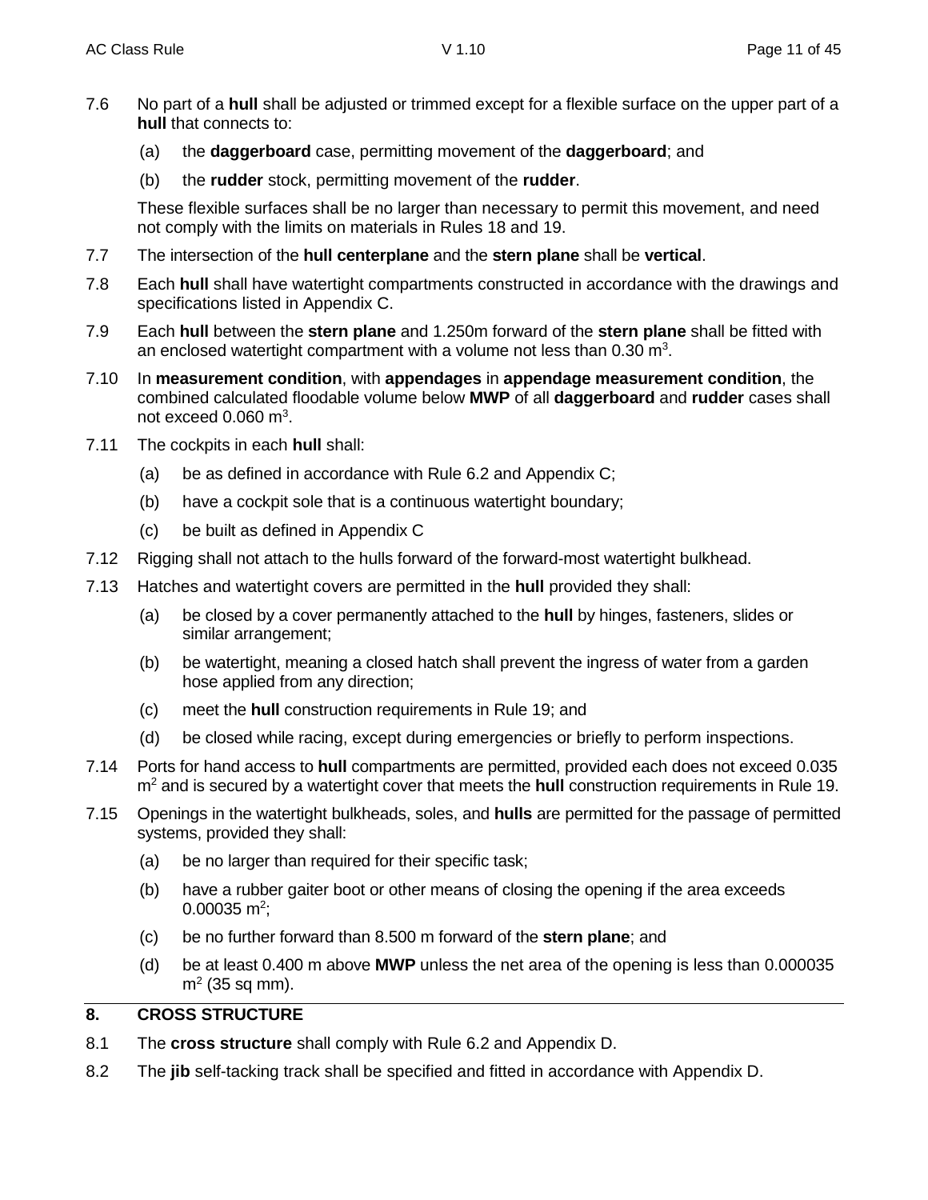7.6 No part of a **hull** shall be adjusted or trimmed except for a flexible surface on the upper part of a **hull** that connects to:

(a) the **daggerboard** case, permitting movement of the **daggerboard**; and

(b) the **rudder** stock, permitting movement of the **rudder**.

These flexible surfaces shall be no larger than necessary to permit this movement, and need not comply with the limits on materials in Rules 18 and 19.

7.7 The intersection of the **hull centerplane** and the **stern plane** shall be **vertical**.

7.8 Each **hull** shall have watertight compartments constructed in accordance with the drawings and specifications listed in Appendix C.

7.9 Each **hull** between the **stern plane** and 1.250m forward of the **stern plane** shall be fitted with an enclosed watertight compartment with a volume not less than 0.30 $m^3$.

7.10 In **measurement condition**, with **appendages** in **appendage measurement condition**, the combined calculated floodable volume below **MWP** of all **daggerboard** and **rudder** cases shall not exceed 0.060 $m^3$.

7.11 The cockpits in each **hull** shall:

(a) be as defined in accordance with Rule 6.2 and Appendix C;

(b) have a cockpit sole that is a continuous watertight boundary;

(c) be built as defined in Appendix C

7.12 Rigging shall not attach to the hulls forward of the forward-most watertight bulkhead.

7.13 Hatches and watertight covers are permitted in the **hull** provided they shall:

(a) be closed by a cover permanently attached to the **hull** by hinges, fasteners, slides or similar arrangement;

(b) be watertight, meaning a closed hatch shall prevent the ingress of water from a garden hose applied from any direction;

(c) meet the **hull** construction requirements in Rule 19; and

(d) be closed while racing, except during emergencies or briefly to perform inspections.

7.14 Ports for hand access to **hull** compartments are permitted, provided each does not exceed 0.035 $m^2$ and is secured by a watertight cover that meets the **hull** construction requirements in Rule 19.

7.15 Openings in the watertight bulkheads, soles, and **hulls** are permitted for the passage of permitted systems, provided they shall:

(a) be no larger than required for their specific task;

(b) have a rubber gaiter boot or other means of closing the opening if the area exceeds 0.00035 $m^2$;

(c) be no further forward than 8.500 m forward of the **stern plane**; and

(d) be at least 0.400 m above **MWP** unless the net area of the opening is less than 0.000035 $m^2$ (35 sq mm).

## 8. CROSS STRUCTURE

8.1 The **cross structure** shall comply with Rule 6.2 and Appendix D.

8.2 The **jib** self-tacking track shall be specified and fitted in accordance with Appendix D.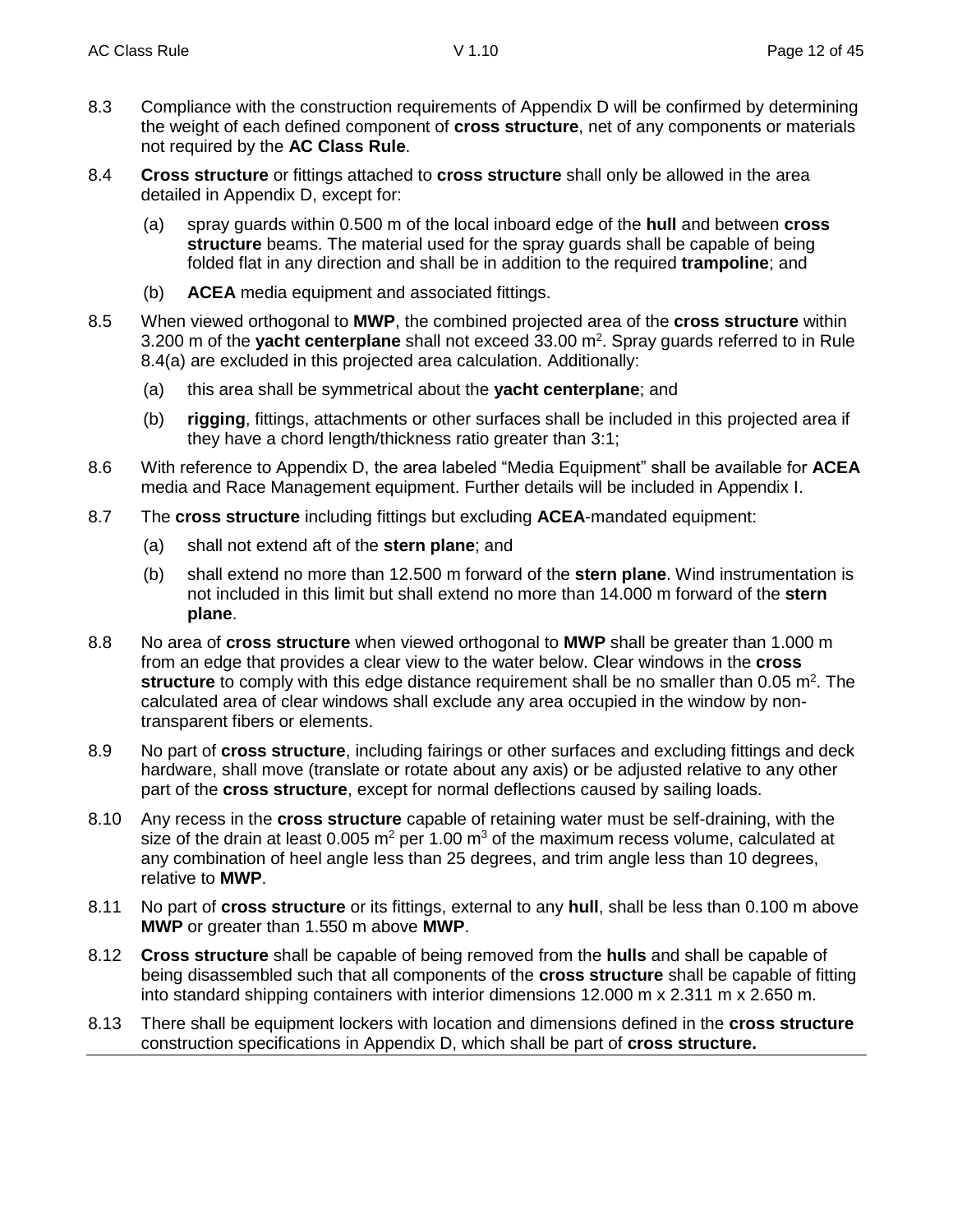8.3 Compliance with the construction requirements of Appendix D will be confirmed by determining the weight of each defined component of **cross structure**, net of any components or materials not required by the **AC Class Rule**.

8.4 **Cross structure** or fittings attached to **cross structure** shall only be allowed in the area detailed in Appendix D, except for:

- (a) spray guards within 0.500 m of the local inboard edge of the **hull** and between **cross structure** beams. The material used for the spray guards shall be capable of being folded flat in any direction and shall be in addition to the required **trampoline**; and
- (b) **ACEA** media equipment and associated fittings.

8.5 When viewed orthogonal to **MWP**, the combined projected area of the **cross structure** within 3.200 m of the **yacht centerplane** shall not exceed 33.00 $m^2$. Spray guards referred to in Rule 8.4(a) are excluded in this projected area calculation. Additionally:

- (a) this area shall be symmetrical about the **yacht centerplane**; and
- (b) **rigging**, fittings, attachments or other surfaces shall be included in this projected area if they have a chord length/thickness ratio greater than 3:1;

8.6 With reference to Appendix D, the area labeled "Media Equipment" shall be available for **ACEA** media and Race Management equipment. Further details will be included in Appendix I.

8.7 The **cross structure** including fittings but excluding **ACEA**-mandated equipment:

- (a) shall not extend aft of the **stern plane**; and
- (b) shall extend no more than 12.500 m forward of the **stern plane**. Wind instrumentation is not included in this limit but shall extend no more than 14.000 m forward of the **stern plane**.

8.8 No area of **cross structure** when viewed orthogonal to **MWP** shall be greater than 1.000 m from an edge that provides a clear view to the water below. Clear windows in the **cross structure** to comply with this edge distance requirement shall be no smaller than 0.05 $m^2$. The calculated area of clear windows shall exclude any area occupied in the window by non-transparent fibers or elements.

8.9 No part of **cross structure**, including fairings or other surfaces and excluding fittings and deck hardware, shall move (translate or rotate about any axis) or be adjusted relative to any other part of the **cross structure**, except for normal deflections caused by sailing loads.

8.10 Any recess in the **cross structure** capable of retaining water must be self-draining, with the size of the drain at least 0.005 $m^2$ per 1.00 $m^3$ of the maximum recess volume, calculated at any combination of heel angle less than 25 degrees, and trim angle less than 10 degrees, relative to **MWP**.

8.11 No part of **cross structure** or its fittings, external to any **hull**, shall be less than 0.100 m above **MWP** or greater than 1.550 m above **MWP**.

8.12 **Cross structure** shall be capable of being removed from the **hulls** and shall be capable of being disassembled such that all components of the **cross structure** shall be capable of fitting into standard shipping containers with interior dimensions 12.000 m x 2.311 m x 2.650 m.

8.13 There shall be equipment lockers with location and dimensions defined in the **cross structure** construction specifications in Appendix D, which shall be part of **cross structure.**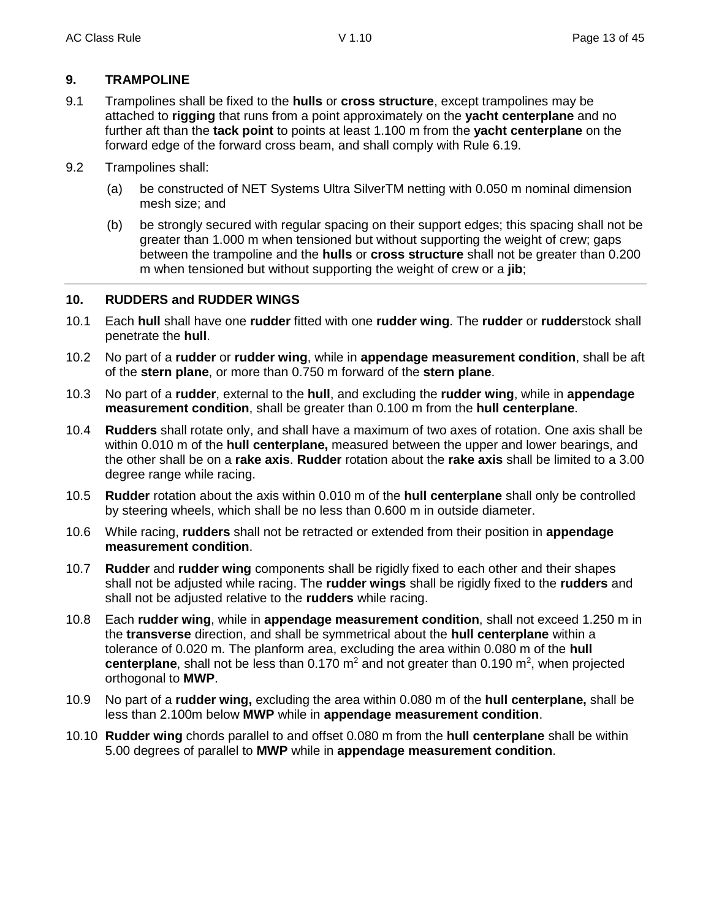## 9. TRAMPOLINE

9.1 Trampolines shall be fixed to the **hulls** or **cross structure**, except trampolines may be attached to **rigging** that runs from a point approximately on the **yacht centerplane** and no further aft than the **tack point** to points at least 1.100 m from the **yacht centerplane** on the forward edge of the forward cross beam, and shall comply with Rule 6.19.

9.2 Trampolines shall:

(a) be constructed of NET Systems Ultra SilverTM netting with 0.050 m nominal dimension mesh size; and

(b) be strongly secured with regular spacing on their support edges; this spacing shall not be greater than 1.000 m when tensioned but without supporting the weight of crew; gaps between the trampoline and the **hulls** or **cross structure** shall not be greater than 0.200 m when tensioned but without supporting the weight of crew or a **jib**;

## 10. RUDDERS and RUDDER WINGS

10.1 Each **hull** shall have one **rudder** fitted with one **rudder wing**. The **rudder** or **rudder**stock shall penetrate the **hull**.

10.2 No part of a **rudder** or **rudder wing**, while in **appendage measurement condition**, shall be aft of the **stern plane**, or more than 0.750 m forward of the **stern plane**.

10.3 No part of a **rudder**, external to the **hull**, and excluding the **rudder wing**, while in **appendage measurement condition**, shall be greater than 0.100 m from the **hull centerplane**.

10.4 **Rudders** shall rotate only, and shall have a maximum of two axes of rotation. One axis shall be within 0.010 m of the **hull centerplane,** measured between the upper and lower bearings, and the other shall be on a **rake axis**. **Rudder** rotation about the **rake axis** shall be limited to a 3.00 degree range while racing.

10.5 **Rudder** rotation about the axis within 0.010 m of the **hull centerplane** shall only be controlled by steering wheels, which shall be no less than 0.600 m in outside diameter.

10.6 While racing, **rudders** shall not be retracted or extended from their position in **appendage measurement condition**.

10.7 **Rudder** and **rudder wing** components shall be rigidly fixed to each other and their shapes shall not be adjusted while racing. The **rudder wings** shall be rigidly fixed to the **rudders** and shall not be adjusted relative to the **rudders** while racing.

10.8 Each **rudder wing**, while in **appendage measurement condition**, shall not exceed 1.250 m in the **transverse** direction, and shall be symmetrical about the **hull centerplane** within a tolerance of 0.020 m. The planform area, excluding the area within 0.080 m of the **hull centerplane**, shall not be less than 0.170 $m^2$ and not greater than 0.190 $m^2$, when projected orthogonal to **MWP**.

10.9 No part of a **rudder wing,** excluding the area within 0.080 m of the **hull centerplane,** shall be less than 2.100m below **MWP** while in **appendage measurement condition**.

10.10 **Rudder wing** chords parallel to and offset 0.080 m from the **hull centerplane** shall be within 5.00 degrees of parallel to **MWP** while in **appendage measurement condition**.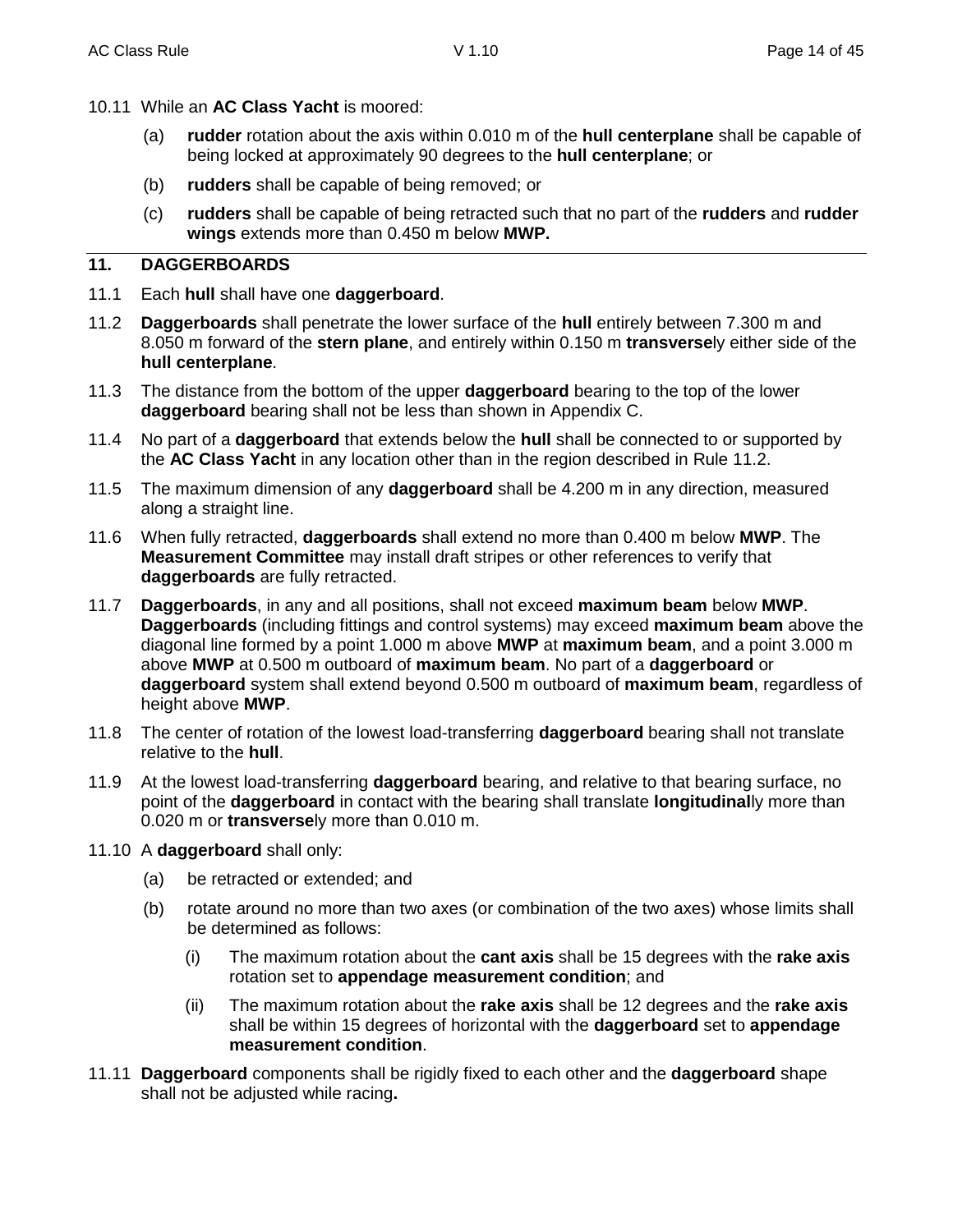10.11 While an **AC Class Yacht** is moored:

- (a) **rudder** rotation about the axis within 0.010 m of the **hull centerplane** shall be capable of being locked at approximately 90 degrees to the **hull centerplane**; or
- (b) **rudders** shall be capable of being removed; or
- (c) **rudders** shall be capable of being retracted such that no part of the **rudders** and **rudder wings** extends more than 0.450 m below **MWP.**

## 11. DAGGERBOARDS

11.1 Each **hull** shall have one **daggerboard**.

11.2 **Daggerboards** shall penetrate the lower surface of the **hull** entirely between 7.300 m and 8.050 m forward of the **stern plane**, and entirely within 0.150 m **transverse**ly either side of the **hull centerplane**.

11.3 The distance from the bottom of the upper **daggerboard** bearing to the top of the lower **daggerboard** bearing shall not be less than shown in Appendix C.

11.4 No part of a **daggerboard** that extends below the **hull** shall be connected to or supported by the **AC Class Yacht** in any location other than in the region described in Rule 11.2.

11.5 The maximum dimension of any **daggerboard** shall be 4.200 m in any direction, measured along a straight line.

11.6 When fully retracted, **daggerboards** shall extend no more than 0.400 m below **MWP**. The **Measurement Committee** may install draft stripes or other references to verify that **daggerboards** are fully retracted.

11.7 **Daggerboards**, in any and all positions, shall not exceed **maximum beam** below **MWP**. **Daggerboards** (including fittings and control systems) may exceed **maximum beam** above the diagonal line formed by a point 1.000 m above **MWP** at **maximum beam**, and a point 3.000 m above **MWP** at 0.500 m outboard of **maximum beam**. No part of a **daggerboard** or **daggerboard** system shall extend beyond 0.500 m outboard of **maximum beam**, regardless of height above **MWP**.

11.8 The center of rotation of the lowest load-transferring **daggerboard** bearing shall not translate relative to the **hull**.

11.9 At the lowest load-transferring **daggerboard** bearing, and relative to that bearing surface, no point of the **daggerboard** in contact with the bearing shall translate **longitudinal**ly more than 0.020 m or **transverse**ly more than 0.010 m.

11.10 A **daggerboard** shall only:

- (a) be retracted or extended; and
- (b) rotate around no more than two axes (or combination of the two axes) whose limits shall be determined as follows:
  - (i) The maximum rotation about the **cant axis** shall be 15 degrees with the **rake axis** rotation set to **appendage measurement condition**; and
  - (ii) The maximum rotation about the **rake axis** shall be 12 degrees and the **rake axis** shall be within 15 degrees of horizontal with the **daggerboard** set to **appendage measurement condition**.

11.11 **Daggerboard** components shall be rigidly fixed to each other and the **daggerboard** shape shall not be adjusted while racing**.**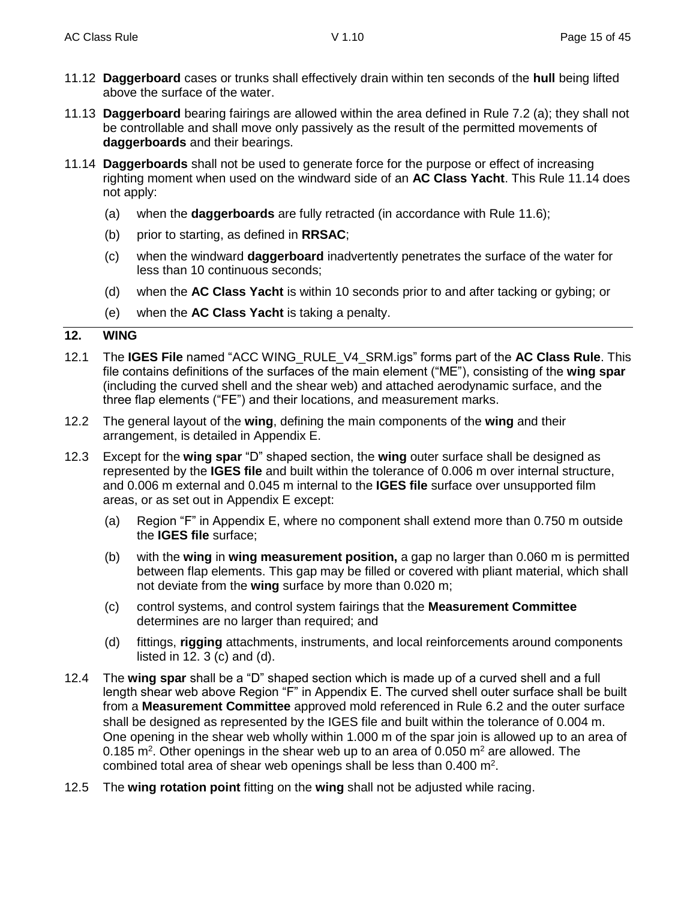11.12 **Daggerboard** cases or trunks shall effectively drain within ten seconds of the **hull** being lifted above the surface of the water.

11.13 **Daggerboard** bearing fairings are allowed within the area defined in Rule 7.2 (a); they shall not be controllable and shall move only passively as the result of the permitted movements of **daggerboards** and their bearings.

11.14 **Daggerboards** shall not be used to generate force for the purpose or effect of increasing righting moment when used on the windward side of an **AC Class Yacht**. This Rule 11.14 does not apply:

(a) when the **daggerboards** are fully retracted (in accordance with Rule 11.6);

(b) prior to starting, as defined in **RRSAC**;

(c) when the windward **daggerboard** inadvertently penetrates the surface of the water for less than 10 continuous seconds;

(d) when the **AC Class Yacht** is within 10 seconds prior to and after tacking or gybing; or

(e) when the **AC Class Yacht** is taking a penalty.

## 12. WING

12.1 The **IGES File** named "ACC WING_RULE_V4_SRM.igs" forms part of the **AC Class Rule**. This file contains definitions of the surfaces of the main element ("ME"), consisting of the **wing spar** (including the curved shell and the shear web) and attached aerodynamic surface, and the three flap elements ("FE") and their locations, and measurement marks.

12.2 The general layout of the **wing**, defining the main components of the **wing** and their arrangement, is detailed in Appendix E.

12.3 Except for the **wing spar** "D" shaped section, the **wing** outer surface shall be designed as represented by the **IGES file** and built within the tolerance of 0.006 m over internal structure, and 0.006 m external and 0.045 m internal to the **IGES file** surface over unsupported film areas, or as set out in Appendix E except:

(a) Region "F" in Appendix E, where no component shall extend more than 0.750 m outside the **IGES file** surface;

(b) with the **wing** in **wing measurement position,** a gap no larger than 0.060 m is permitted between flap elements. This gap may be filled or covered with pliant material, which shall not deviate from the **wing** surface by more than 0.020 m;

(c) control systems, and control system fairings that the **Measurement Committee** determines are no larger than required; and

(d) fittings, **rigging** attachments, instruments, and local reinforcements around components listed in 12. 3 (c) and (d).

12.4 The **wing spar** shall be a "D" shaped section which is made up of a curved shell and a full length shear web above Region "F" in Appendix E. The curved shell outer surface shall be built from a **Measurement Committee** approved mold referenced in Rule 6.2 and the outer surface shall be designed as represented by the IGES file and built within the tolerance of 0.004 m. One opening in the shear web wholly within 1.000 m of the spar join is allowed up to an area of 0.185 $m^2$. Other openings in the shear web up to an area of 0.050 $m^2$ are allowed. The combined total area of shear web openings shall be less than 0.400 $m^2$.

12.5 The **wing rotation point** fitting on the **wing** shall not be adjusted while racing.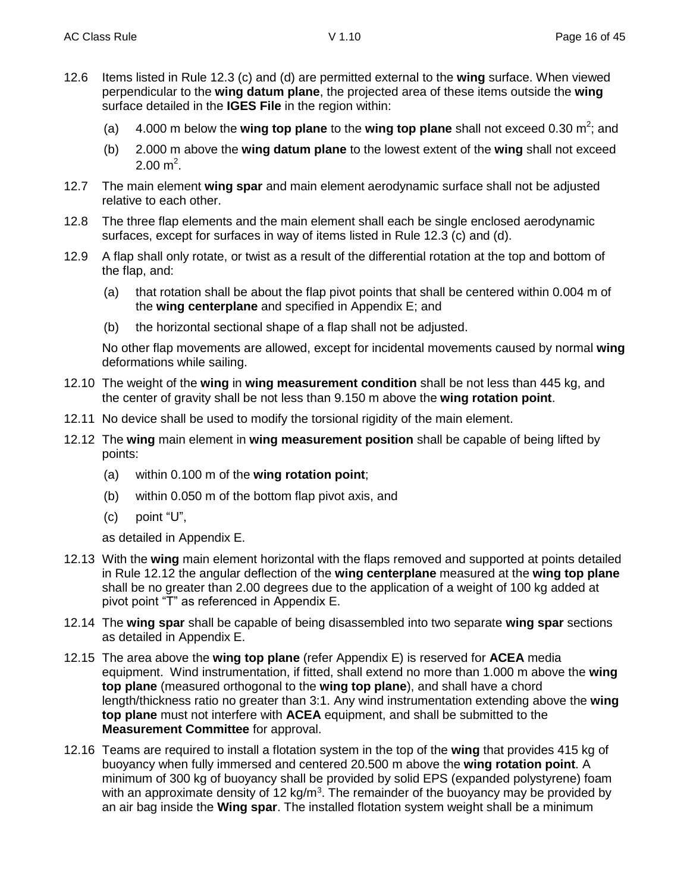12.6 Items listed in Rule 12.3 (c) and (d) are permitted external to the **wing** surface. When viewed perpendicular to the **wing datum plane**, the projected area of these items outside the **wing** surface detailed in the **IGES File** in the region within:

   (a) 4.000 m below the **wing top plane** to the **wing top plane** shall not exceed 0.30 $m^2$; and

   (b) 2.000 m above the **wing datum plane** to the lowest extent of the **wing** shall not exceed 2.00 $m^2$.

12.7 The main element **wing spar** and main element aerodynamic surface shall not be adjusted relative to each other.

12.8 The three flap elements and the main element shall each be single enclosed aerodynamic surfaces, except for surfaces in way of items listed in Rule 12.3 (c) and (d).

12.9 A flap shall only rotate, or twist as a result of the differential rotation at the top and bottom of the flap, and:

   (a) that rotation shall be about the flap pivot points that shall be centered within 0.004 m of the **wing centerplane** and specified in Appendix E; and

   (b) the horizontal sectional shape of a flap shall not be adjusted.

   No other flap movements are allowed, except for incidental movements caused by normal **wing** deformations while sailing.

12.10 The weight of the **wing** in **wing measurement condition** shall be not less than 445 kg, and the center of gravity shall be not less than 9.150 m above the **wing rotation point**.

12.11 No device shall be used to modify the torsional rigidity of the main element.

12.12 The **wing** main element in **wing measurement position** shall be capable of being lifted by points:

   (a) within 0.100 m of the **wing rotation point**;

   (b) within 0.050 m of the bottom flap pivot axis, and

   (c) point "U",

   as detailed in Appendix E.

12.13 With the **wing** main element horizontal with the flaps removed and supported at points detailed in Rule 12.12 the angular deflection of the **wing centerplane** measured at the **wing top plane** shall be no greater than 2.00 degrees due to the application of a weight of 100 kg added at pivot point "T" as referenced in Appendix E.

12.14 The **wing spar** shall be capable of being disassembled into two separate **wing spar** sections as detailed in Appendix E.

12.15 The area above the **wing top plane** (refer Appendix E) is reserved for **ACEA** media equipment. Wind instrumentation, if fitted, shall extend no more than 1.000 m above the **wing top plane** (measured orthogonal to the **wing top plane**), and shall have a chord length/thickness ratio no greater than 3:1. Any wind instrumentation extending above the **wing top plane** must not interfere with **ACEA** equipment, and shall be submitted to the **Measurement Committee** for approval.

12.16 Teams are required to install a flotation system in the top of the **wing** that provides 415 kg of buoyancy when fully immersed and centered 20.500 m above the **wing rotation point**. A minimum of 300 kg of buoyancy shall be provided by solid EPS (expanded polystyrene) foam with an approximate density of 12 $kg/m^3$. The remainder of the buoyancy may be provided by an air bag inside the **Wing spar**. The installed flotation system weight shall be a minimum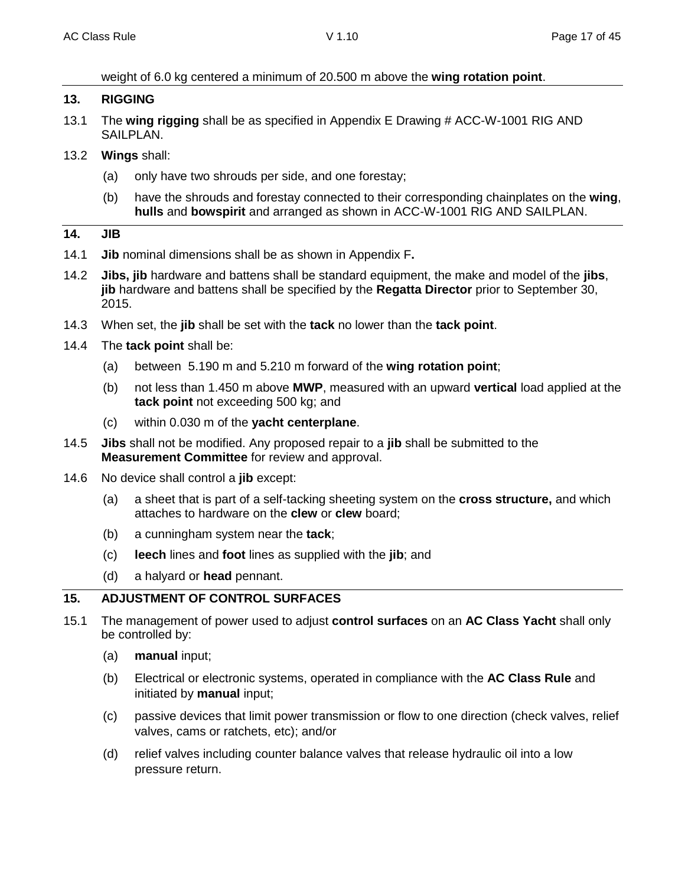weight of 6.0 kg centered a minimum of 20.500 m above the **wing rotation point**.

## 13. RIGGING

13.1 The **wing rigging** shall be as specified in Appendix E Drawing # ACC-W-1001 RIG AND SAILPLAN.

13.2 **Wings** shall:

- (a) only have two shrouds per side, and one forestay;
- (b) have the shrouds and forestay connected to their corresponding chainplates on the **wing**, **hulls** and **bowspirit** and arranged as shown in ACC-W-1001 RIG AND SAILPLAN.

## 14. JIB

14.1 **Jib** nominal dimensions shall be as shown in Appendix F**.**

14.2 **Jibs, jib** hardware and battens shall be standard equipment, the make and model of the **jibs**, **jib** hardware and battens shall be specified by the **Regatta Director** prior to September 30, 2015.

14.3 When set, the **jib** shall be set with the **tack** no lower than the **tack point**.

14.4 The **tack point** shall be:

- (a) between 5.190 m and 5.210 m forward of the **wing rotation point**;
- (b) not less than 1.450 m above **MWP**, measured with an upward **vertical** load applied at the **tack point** not exceeding 500 kg; and
- (c) within 0.030 m of the **yacht centerplane**.

14.5 **Jibs** shall not be modified. Any proposed repair to a **jib** shall be submitted to the **Measurement Committee** for review and approval.

14.6 No device shall control a **jib** except:

- (a) a sheet that is part of a self-tacking sheeting system on the **cross structure,** and which attaches to hardware on the **clew** or **clew** board;
- (b) a cunningham system near the **tack**;
- (c) **leech** lines and **foot** lines as supplied with the **jib**; and
- (d) a halyard or **head** pennant.

## 15. ADJUSTMENT OF CONTROL SURFACES

15.1 The management of power used to adjust **control surfaces** on an **AC Class Yacht** shall only be controlled by:

- (a) **manual** input;
- (b) Electrical or electronic systems, operated in compliance with the **AC Class Rule** and initiated by **manual** input;
- (c) passive devices that limit power transmission or flow to one direction (check valves, relief valves, cams or ratchets, etc); and/or
- (d) relief valves including counter balance valves that release hydraulic oil into a low pressure return.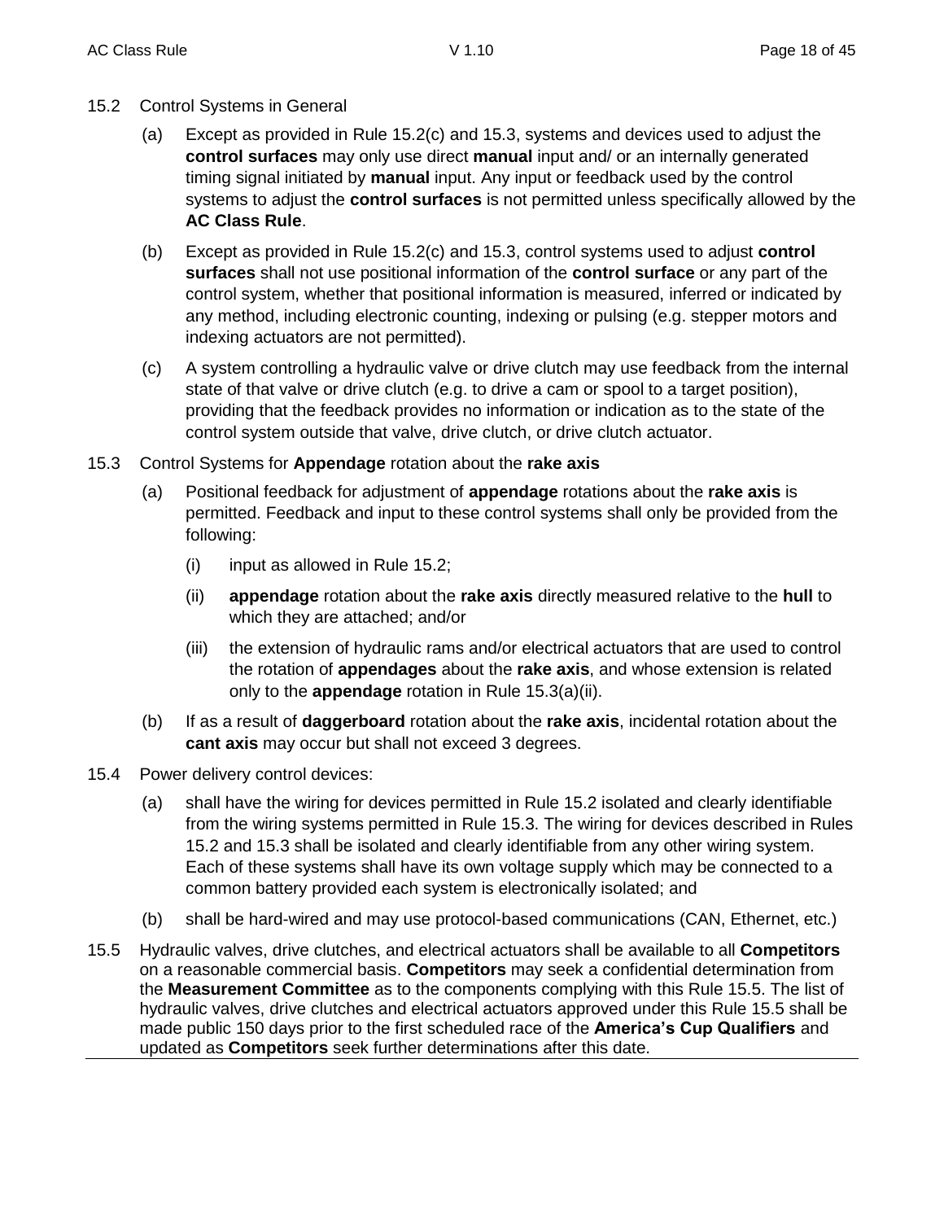15.2 Control Systems in General

(a) Except as provided in Rule 15.2(c) and 15.3, systems and devices used to adjust the **control surfaces** may only use direct **manual** input and/ or an internally generated timing signal initiated by **manual** input. Any input or feedback used by the control systems to adjust the **control surfaces** is not permitted unless specifically allowed by the **AC Class Rule**.

(b) Except as provided in Rule 15.2(c) and 15.3, control systems used to adjust **control surfaces** shall not use positional information of the **control surface** or any part of the control system, whether that positional information is measured, inferred or indicated by any method, including electronic counting, indexing or pulsing (e.g. stepper motors and indexing actuators are not permitted).

(c) A system controlling a hydraulic valve or drive clutch may use feedback from the internal state of that valve or drive clutch (e.g. to drive a cam or spool to a target position), providing that the feedback provides no information or indication as to the state of the control system outside that valve, drive clutch, or drive clutch actuator.

15.3 Control Systems for **Appendage** rotation about the **rake axis**

(a) Positional feedback for adjustment of **appendage** rotations about the **rake axis** is permitted. Feedback and input to these control systems shall only be provided from the following:

(i) input as allowed in Rule 15.2;

(ii) **appendage** rotation about the **rake axis** directly measured relative to the **hull** to which they are attached; and/or

(iii) the extension of hydraulic rams and/or electrical actuators that are used to control the rotation of **appendages** about the **rake axis**, and whose extension is related only to the **appendage** rotation in Rule 15.3(a)(ii).

(b) If as a result of **daggerboard** rotation about the **rake axis**, incidental rotation about the **cant axis** may occur but shall not exceed 3 degrees.

15.4 Power delivery control devices:

(a) shall have the wiring for devices permitted in Rule 15.2 isolated and clearly identifiable from the wiring systems permitted in Rule 15.3. The wiring for devices described in Rules 15.2 and 15.3 shall be isolated and clearly identifiable from any other wiring system. Each of these systems shall have its own voltage supply which may be connected to a common battery provided each system is electronically isolated; and

(b) shall be hard-wired and may use protocol-based communications (CAN, Ethernet, etc.)

15.5 Hydraulic valves, drive clutches, and electrical actuators shall be available to all **Competitors** on a reasonable commercial basis. **Competitors** may seek a confidential determination from the **Measurement Committee** as to the components complying with this Rule 15.5. The list of hydraulic valves, drive clutches and electrical actuators approved under this Rule 15.5 shall be made public 150 days prior to the first scheduled race of the **America's Cup Qualifiers** and updated as **Competitors** seek further determinations after this date.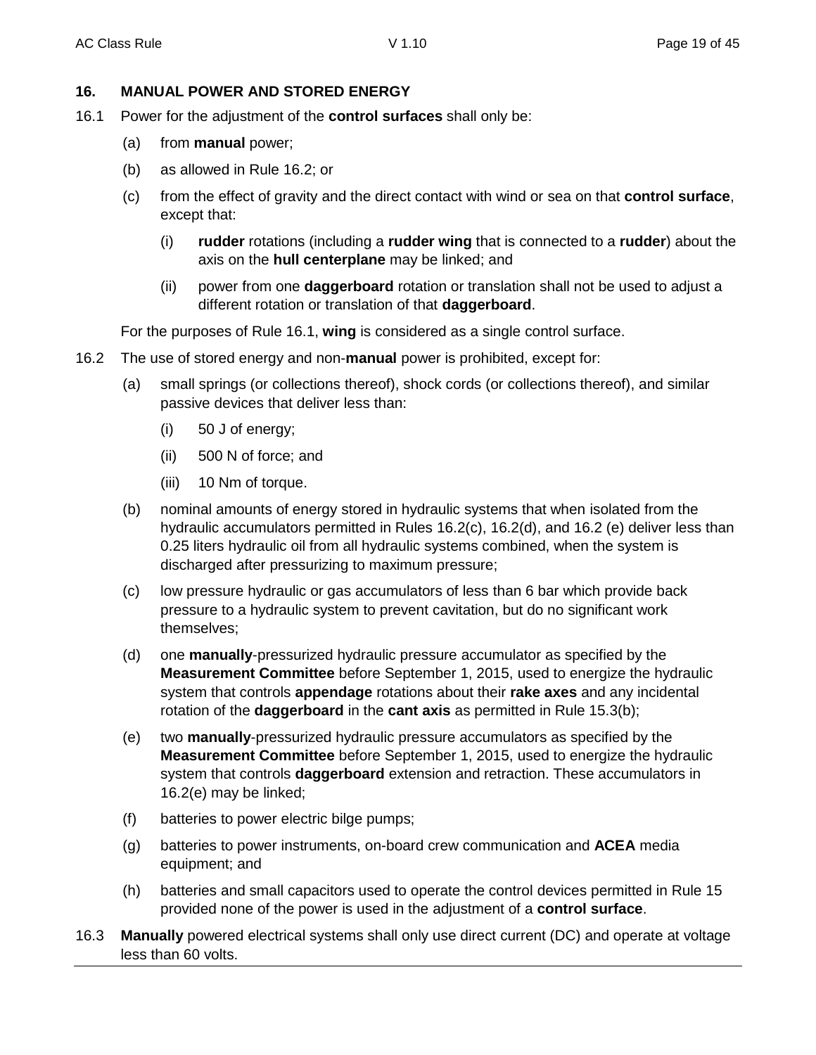## 16. MANUAL POWER AND STORED ENERGY

16.1 Power for the adjustment of the **control surfaces** shall only be:

- (a) from **manual** power;
- (b) as allowed in Rule 16.2; or
- (c) from the effect of gravity and the direct contact with wind or sea on that **control surface**, except that:
  - (i) **rudder** rotations (including a **rudder wing** that is connected to a **rudder**) about the axis on the **hull centerplane** may be linked; and
  - (ii) power from one **daggerboard** rotation or translation shall not be used to adjust a different rotation or translation of that **daggerboard**.

For the purposes of Rule 16.1, **wing** is considered as a single control surface.

16.2 The use of stored energy and non-**manual** power is prohibited, except for:

- (a) small springs (or collections thereof), shock cords (or collections thereof), and similar passive devices that deliver less than:
  - (i) 50 J of energy;
  - (ii) 500 N of force; and
  - (iii) 10 Nm of torque.
- (b) nominal amounts of energy stored in hydraulic systems that when isolated from the hydraulic accumulators permitted in Rules 16.2(c), 16.2(d), and 16.2 (e) deliver less than 0.25 liters hydraulic oil from all hydraulic systems combined, when the system is discharged after pressurizing to maximum pressure;
- (c) low pressure hydraulic or gas accumulators of less than 6 bar which provide back pressure to a hydraulic system to prevent cavitation, but do no significant work themselves;
- (d) one **manually**-pressurized hydraulic pressure accumulator as specified by the **Measurement Committee** before September 1, 2015, used to energize the hydraulic system that controls **appendage** rotations about their **rake axes** and any incidental rotation of the **daggerboard** in the **cant axis** as permitted in Rule 15.3(b);
- (e) two **manually**-pressurized hydraulic pressure accumulators as specified by the **Measurement Committee** before September 1, 2015, used to energize the hydraulic system that controls **daggerboard** extension and retraction. These accumulators in 16.2(e) may be linked;
- (f) batteries to power electric bilge pumps;
- (g) batteries to power instruments, on-board crew communication and **ACEA** media equipment; and
- (h) batteries and small capacitors used to operate the control devices permitted in Rule 15 provided none of the power is used in the adjustment of a **control surface**.

16.3 **Manually** powered electrical systems shall only use direct current (DC) and operate at voltage less than 60 volts.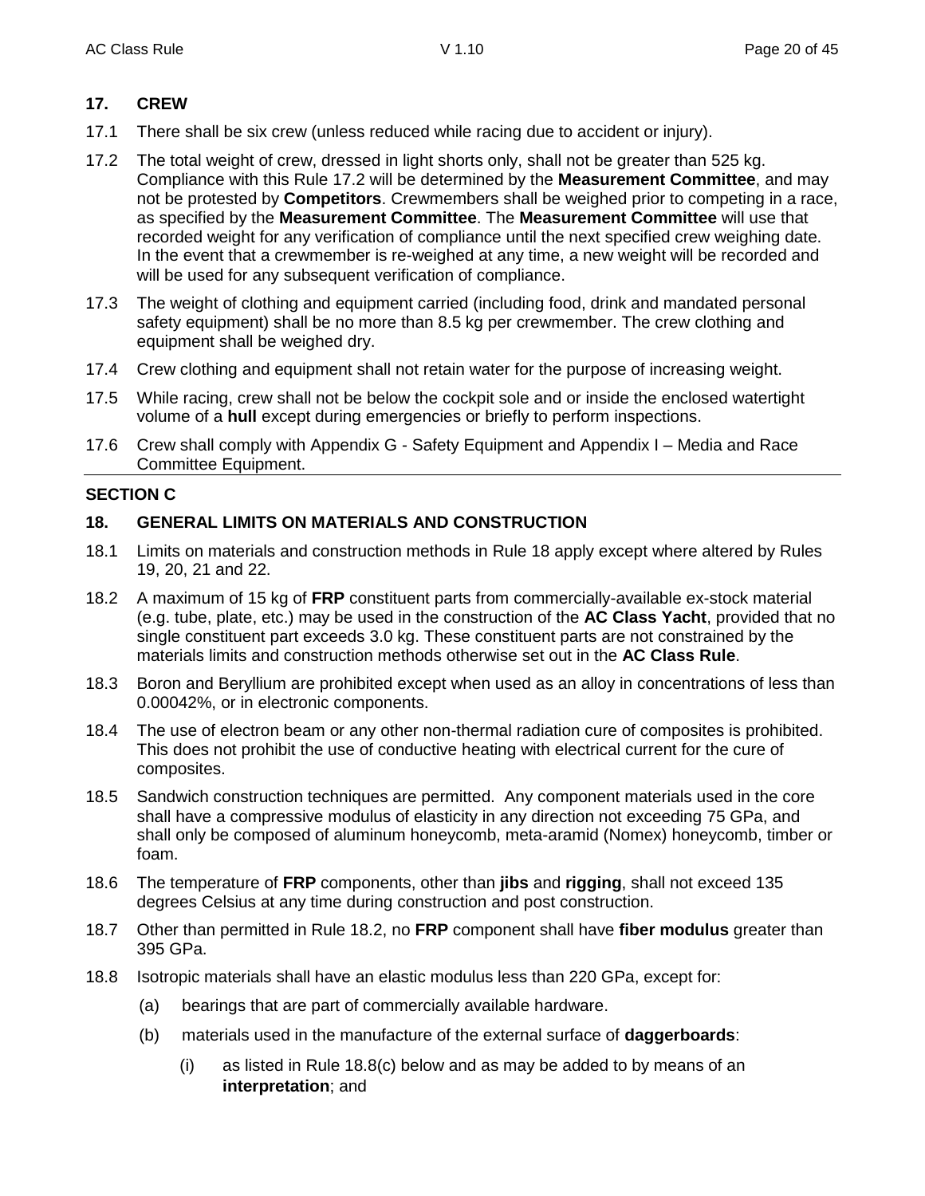## 17. CREW

17.1 There shall be six crew (unless reduced while racing due to accident or injury).

17.2 The total weight of crew, dressed in light shorts only, shall not be greater than 525 kg. Compliance with this Rule 17.2 will be determined by the **Measurement Committee**, and may not be protested by **Competitors**. Crewmembers shall be weighed prior to competing in a race, as specified by the **Measurement Committee**. The **Measurement Committee** will use that recorded weight for any verification of compliance until the next specified crew weighing date. In the event that a crewmember is re-weighed at any time, a new weight will be recorded and will be used for any subsequent verification of compliance.

17.3 The weight of clothing and equipment carried (including food, drink and mandated personal safety equipment) shall be no more than 8.5 kg per crewmember. The crew clothing and equipment shall be weighed dry.

17.4 Crew clothing and equipment shall not retain water for the purpose of increasing weight.

17.5 While racing, crew shall not be below the cockpit sole and or inside the enclosed watertight volume of a **hull** except during emergencies or briefly to perform inspections.

17.6 Crew shall comply with Appendix G - Safety Equipment and Appendix I – Media and Race Committee Equipment.

# SECTION C

## 18. GENERAL LIMITS ON MATERIALS AND CONSTRUCTION

18.1 Limits on materials and construction methods in Rule 18 apply except where altered by Rules 19, 20, 21 and 22.

18.2 A maximum of 15 kg of **FRP** constituent parts from commercially-available ex-stock material (e.g. tube, plate, etc.) may be used in the construction of the **AC Class Yacht**, provided that no single constituent part exceeds 3.0 kg. These constituent parts are not constrained by the materials limits and construction methods otherwise set out in the **AC Class Rule**.

18.3 Boron and Beryllium are prohibited except when used as an alloy in concentrations of less than 0.00042%, or in electronic components.

18.4 The use of electron beam or any other non-thermal radiation cure of composites is prohibited. This does not prohibit the use of conductive heating with electrical current for the cure of composites.

18.5 Sandwich construction techniques are permitted. Any component materials used in the core shall have a compressive modulus of elasticity in any direction not exceeding 75 GPa, and shall only be composed of aluminum honeycomb, meta-aramid (Nomex) honeycomb, timber or foam.

18.6 The temperature of **FRP** components, other than **jibs** and **rigging**, shall not exceed 135 degrees Celsius at any time during construction and post construction.

18.7 Other than permitted in Rule 18.2, no **FRP** component shall have **fiber modulus** greater than 395 GPa.

18.8 Isotropic materials shall have an elastic modulus less than 220 GPa, except for:

(a) bearings that are part of commercially available hardware.

(b) materials used in the manufacture of the external surface of **daggerboards**:

(i) as listed in Rule 18.8(c) below and as may be added to by means of an **interpretation**; and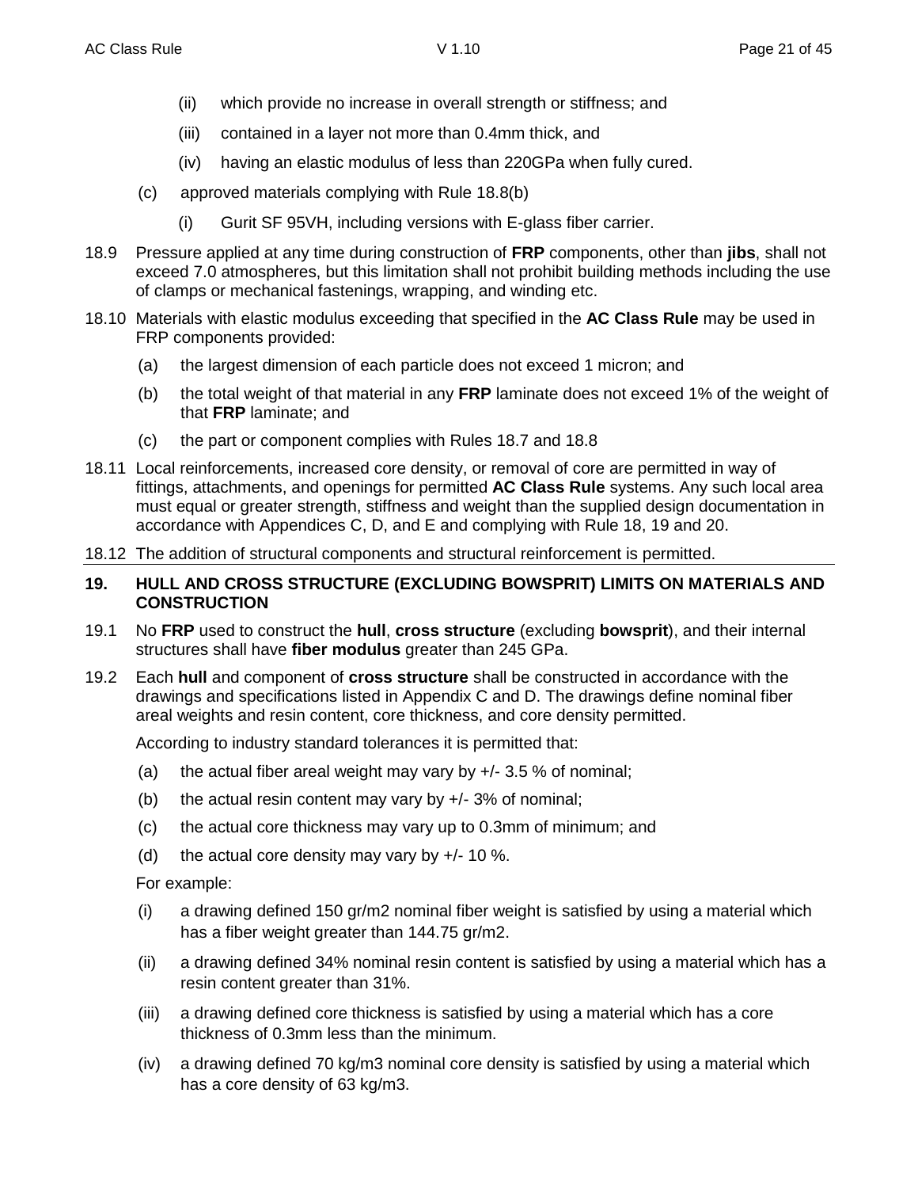(ii) which provide no increase in overall strength or stiffness; and

(iii) contained in a layer not more than 0.4mm thick, and

(iv) having an elastic modulus of less than 220GPa when fully cured.

(c) approved materials complying with Rule 18.8(b)

(i) Gurit SF 95VH, including versions with E-glass fiber carrier.

18.9 Pressure applied at any time during construction of **FRP** components, other than **jibs**, shall not exceed 7.0 atmospheres, but this limitation shall not prohibit building methods including the use of clamps or mechanical fastenings, wrapping, and winding etc.

18.10 Materials with elastic modulus exceeding that specified in the **AC Class Rule** may be used in FRP components provided:

(a) the largest dimension of each particle does not exceed 1 micron; and

(b) the total weight of that material in any **FRP** laminate does not exceed 1% of the weight of that **FRP** laminate; and

(c) the part or component complies with Rules 18.7 and 18.8

18.11 Local reinforcements, increased core density, or removal of core are permitted in way of fittings, attachments, and openings for permitted **AC Class Rule** systems. Any such local area must equal or greater strength, stiffness and weight than the supplied design documentation in accordance with Appendices C, D, and E and complying with Rule 18, 19 and 20.

18.12 The addition of structural components and structural reinforcement is permitted.

## 19. HULL AND CROSS STRUCTURE (EXCLUDING BOWSPRIT) LIMITS ON MATERIALS AND CONSTRUCTION

19.1 No **FRP** used to construct the **hull**, **cross structure** (excluding **bowsprit**), and their internal structures shall have **fiber modulus** greater than 245 GPa.

19.2 Each **hull** and component of **cross structure** shall be constructed in accordance with the drawings and specifications listed in Appendix C and D. The drawings define nominal fiber areal weights and resin content, core thickness, and core density permitted.

According to industry standard tolerances it is permitted that:

(a) the actual fiber areal weight may vary by +/- 3.5 % of nominal;

(b) the actual resin content may vary by +/- 3% of nominal;

(c) the actual core thickness may vary up to 0.3mm of minimum; and

(d) the actual core density may vary by +/- 10 %.

For example:

(i) a drawing defined 150 gr/m2 nominal fiber weight is satisfied by using a material which has a fiber weight greater than 144.75 gr/m2.

(ii) a drawing defined 34% nominal resin content is satisfied by using a material which has a resin content greater than 31%.

(iii) a drawing defined core thickness is satisfied by using a material which has a core thickness of 0.3mm less than the minimum.

(iv) a drawing defined 70 kg/m3 nominal core density is satisfied by using a material which has a core density of 63 kg/m3.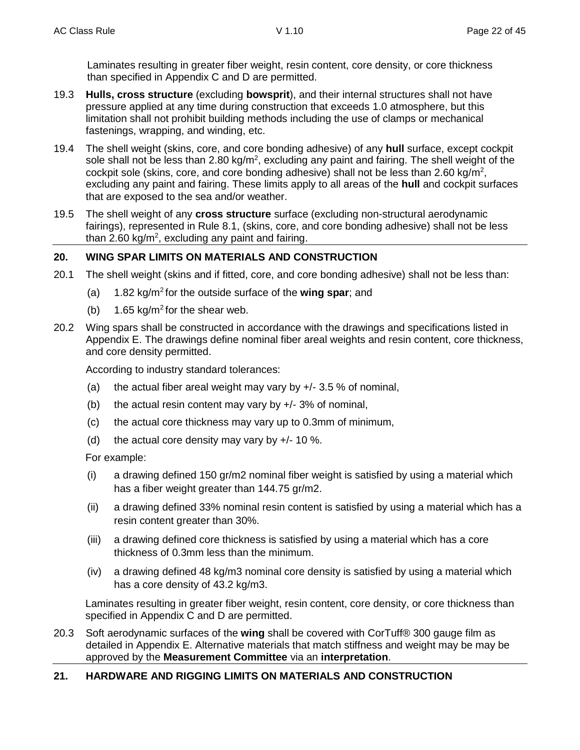Laminates resulting in greater fiber weight, resin content, core density, or core thickness than specified in Appendix C and D are permitted.

19.3 **Hulls, cross structure** (excluding **bowsprit**), and their internal structures shall not have pressure applied at any time during construction that exceeds 1.0 atmosphere, but this limitation shall not prohibit building methods including the use of clamps or mechanical fastenings, wrapping, and winding, etc.

19.4 The shell weight (skins, core, and core bonding adhesive) of any **hull** surface, except cockpit sole shall not be less than 2.80 kg/m$^2$, excluding any paint and fairing. The shell weight of the cockpit sole (skins, core, and core bonding adhesive) shall not be less than 2.60 kg/m$^2$, excluding any paint and fairing. These limits apply to all areas of the **hull** and cockpit surfaces that are exposed to the sea and/or weather.

19.5 The shell weight of any **cross structure** surface (excluding non-structural aerodynamic fairings), represented in Rule 8.1, (skins, core, and core bonding adhesive) shall not be less than 2.60 kg/m$^2$, excluding any paint and fairing.

## 20. WING SPAR LIMITS ON MATERIALS AND CONSTRUCTION

20.1 The shell weight (skins and if fitted, core, and core bonding adhesive) shall not be less than:

(a) 1.82 kg/m$^2$ for the outside surface of the **wing spar**; and

(b) 1.65 kg/m$^2$ for the shear web.

20.2 Wing spars shall be constructed in accordance with the drawings and specifications listed in Appendix E. The drawings define nominal fiber areal weights and resin content, core thickness, and core density permitted.

According to industry standard tolerances:

(a) the actual fiber areal weight may vary by +/- 3.5 % of nominal,

(b) the actual resin content may vary by +/- 3% of nominal,

(c) the actual core thickness may vary up to 0.3mm of minimum,

(d) the actual core density may vary by +/- 10 %.

For example:

(i) a drawing defined 150 gr/m2 nominal fiber weight is satisfied by using a material which has a fiber weight greater than 144.75 gr/m2.

(ii) a drawing defined 33% nominal resin content is satisfied by using a material which has a resin content greater than 30%.

(iii) a drawing defined core thickness is satisfied by using a material which has a core thickness of 0.3mm less than the minimum.

(iv) a drawing defined 48 kg/m3 nominal core density is satisfied by using a material which has a core density of 43.2 kg/m3.

Laminates resulting in greater fiber weight, resin content, core density, or core thickness than specified in Appendix C and D are permitted.

20.3 Soft aerodynamic surfaces of the **wing** shall be covered with CorTuff® 300 gauge film as detailed in Appendix E. Alternative materials that match stiffness and weight may be may be approved by the **Measurement Committee** via an **interpretation**.

## 21. HARDWARE AND RIGGING LIMITS ON MATERIALS AND CONSTRUCTION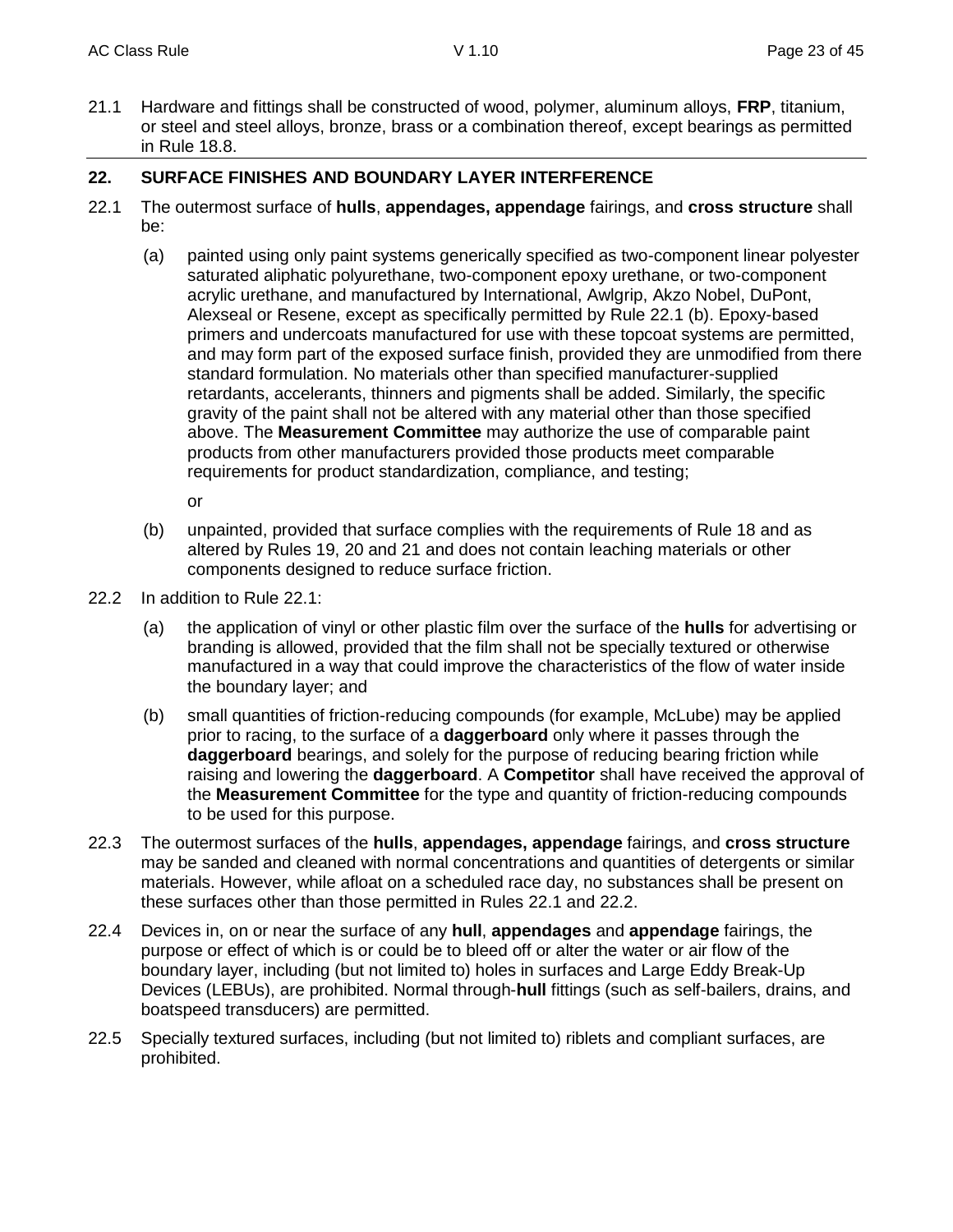21.1 Hardware and fittings shall be constructed of wood, polymer, aluminum alloys, **FRP**, titanium, or steel and steel alloys, bronze, brass or a combination thereof, except bearings as permitted in Rule 18.8.

## 22. SURFACE FINISHES AND BOUNDARY LAYER INTERFERENCE

22.1 The outermost surface of **hulls**, **appendages, appendage** fairings, and **cross structure** shall be:

(a) painted using only paint systems generically specified as two-component linear polyester saturated aliphatic polyurethane, two-component epoxy urethane, or two-component acrylic urethane, and manufactured by International, Awlgrip, Akzo Nobel, DuPont, Alexseal or Resene, except as specifically permitted by Rule 22.1 (b). Epoxy-based primers and undercoats manufactured for use with these topcoat systems are permitted, and may form part of the exposed surface finish, provided they are unmodified from there standard formulation. No materials other than specified manufacturer-supplied retardants, accelerants, thinners and pigments shall be added. Similarly, the specific gravity of the paint shall not be altered with any material other than those specified above. The **Measurement Committee** may authorize the use of comparable paint products from other manufacturers provided those products meet comparable requirements for product standardization, compliance, and testing;

or

(b) unpainted, provided that surface complies with the requirements of Rule 18 and as altered by Rules 19, 20 and 21 and does not contain leaching materials or other components designed to reduce surface friction.

22.2 In addition to Rule 22.1:

(a) the application of vinyl or other plastic film over the surface of the **hulls** for advertising or branding is allowed, provided that the film shall not be specially textured or otherwise manufactured in a way that could improve the characteristics of the flow of water inside the boundary layer; and

(b) small quantities of friction-reducing compounds (for example, McLube) may be applied prior to racing, to the surface of a **daggerboard** only where it passes through the **daggerboard** bearings, and solely for the purpose of reducing bearing friction while raising and lowering the **daggerboard**. A **Competitor** shall have received the approval of the **Measurement Committee** for the type and quantity of friction-reducing compounds to be used for this purpose.

22.3 The outermost surfaces of the **hulls**, **appendages, appendage** fairings, and **cross structure** may be sanded and cleaned with normal concentrations and quantities of detergents or similar materials. However, while afloat on a scheduled race day, no substances shall be present on these surfaces other than those permitted in Rules 22.1 and 22.2.

22.4 Devices in, on or near the surface of any **hull**, **appendages** and **appendage** fairings, the purpose or effect of which is or could be to bleed off or alter the water or air flow of the boundary layer, including (but not limited to) holes in surfaces and Large Eddy Break-Up Devices (LEBUs), are prohibited. Normal through-**hull** fittings (such as self-bailers, drains, and boatspeed transducers) are permitted.

22.5 Specially textured surfaces, including (but not limited to) riblets and compliant surfaces, are prohibited.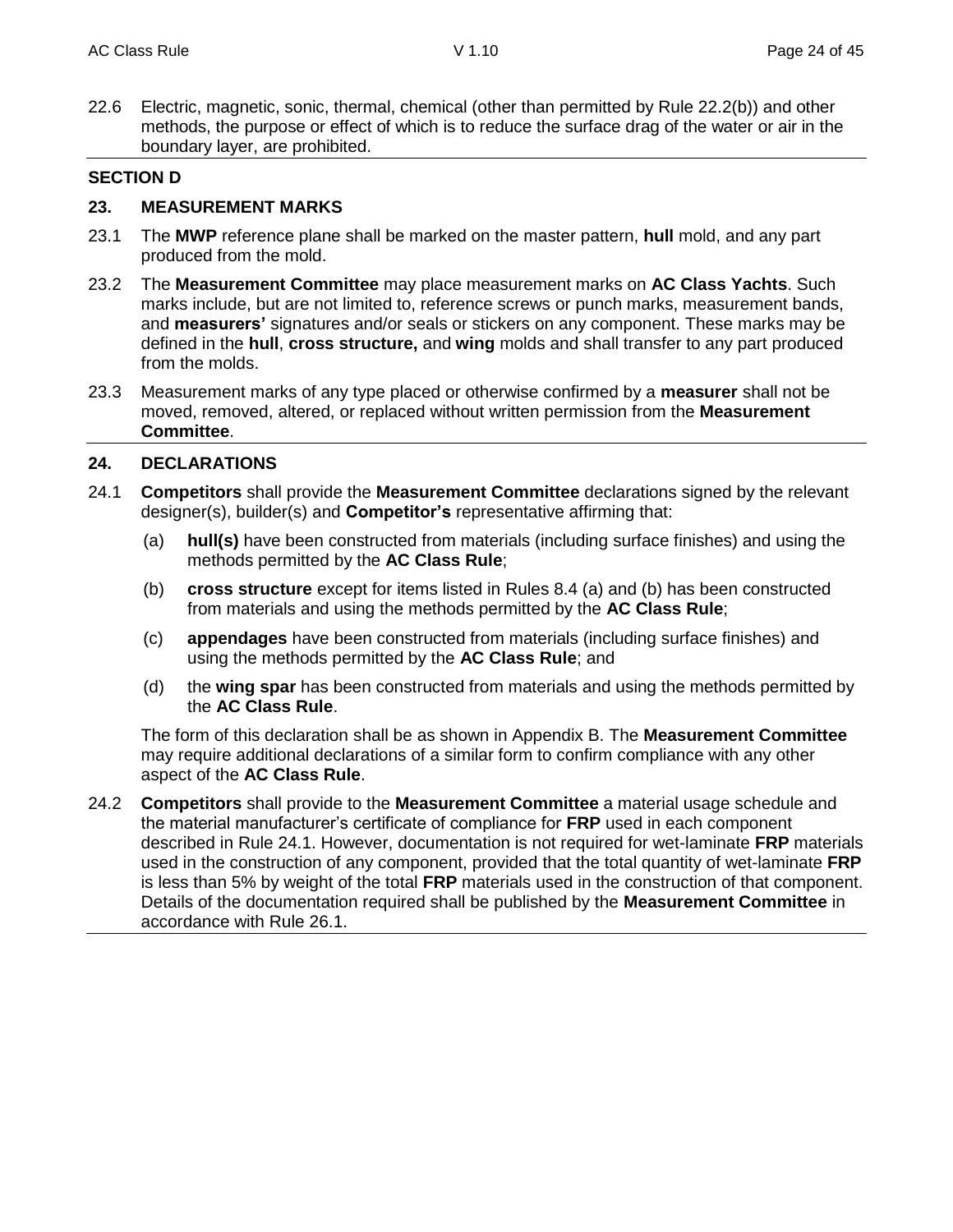22.6 Electric, magnetic, sonic, thermal, chemical (other than permitted by Rule 22.2(b)) and other methods, the purpose or effect of which is to reduce the surface drag of the water or air in the boundary layer, are prohibited.

## SECTION D

### 23. MEASUREMENT MARKS

23.1 The **MWP** reference plane shall be marked on the master pattern, **hull** mold, and any part produced from the mold.

23.2 The **Measurement Committee** may place measurement marks on **AC Class Yachts**. Such marks include, but are not limited to, reference screws or punch marks, measurement bands, and **measurers'** signatures and/or seals or stickers on any component. These marks may be defined in the **hull**, **cross structure,** and **wing** molds and shall transfer to any part produced from the molds.

23.3 Measurement marks of any type placed or otherwise confirmed by a **measurer** shall not be moved, removed, altered, or replaced without written permission from the **Measurement Committee**.

### 24. DECLARATIONS

24.1 **Competitors** shall provide the **Measurement Committee** declarations signed by the relevant designer(s), builder(s) and **Competitor's** representative affirming that:

(a) **hull(s)** have been constructed from materials (including surface finishes) and using the methods permitted by the **AC Class Rule**;

(b) **cross structure** except for items listed in Rules 8.4 (a) and (b) has been constructed from materials and using the methods permitted by the **AC Class Rule**;

(c) **appendages** have been constructed from materials (including surface finishes) and using the methods permitted by the **AC Class Rule**; and

(d) the **wing spar** has been constructed from materials and using the methods permitted by the **AC Class Rule**.

The form of this declaration shall be as shown in Appendix B. The **Measurement Committee** may require additional declarations of a similar form to confirm compliance with any other aspect of the **AC Class Rule**.

24.2 **Competitors** shall provide to the **Measurement Committee** a material usage schedule and the material manufacturer's certificate of compliance for **FRP** used in each component described in Rule 24.1. However, documentation is not required for wet-laminate **FRP** materials used in the construction of any component, provided that the total quantity of wet-laminate **FRP** is less than 5% by weight of the total **FRP** materials used in the construction of that component. Details of the documentation required shall be published by the **Measurement Committee** in accordance with Rule 26.1.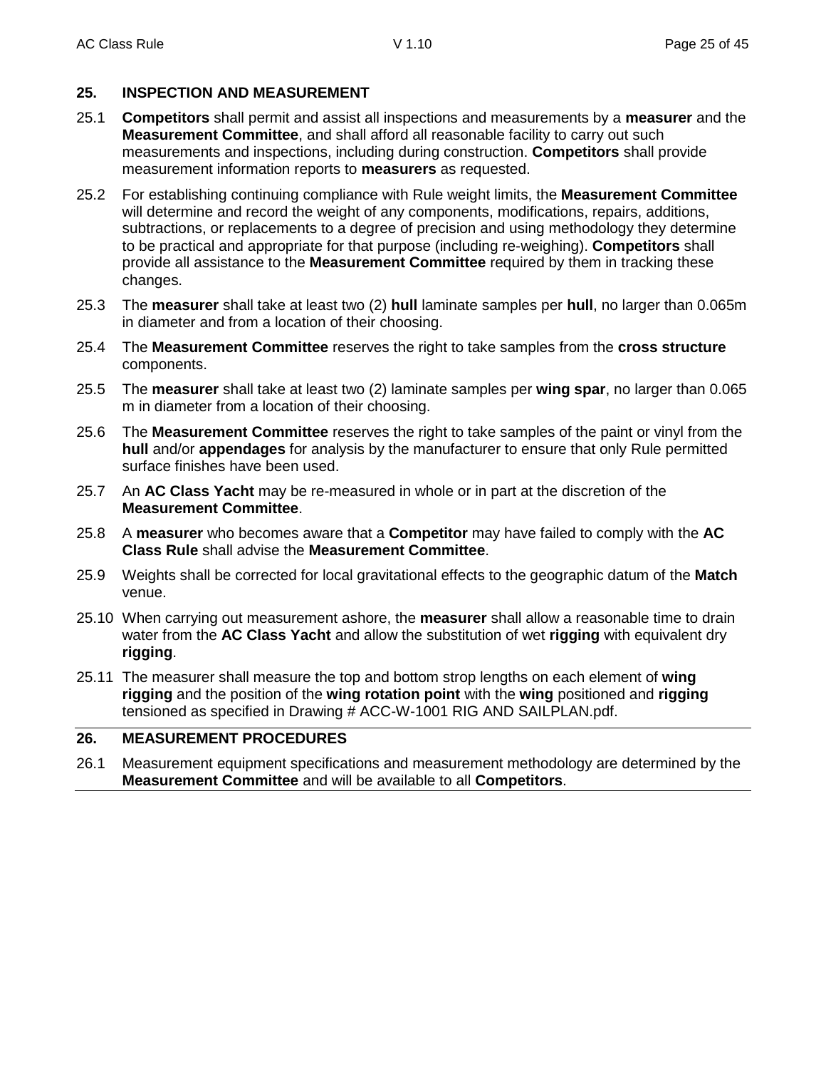## 25. INSPECTION AND MEASUREMENT

25.1 **Competitors** shall permit and assist all inspections and measurements by a **measurer** and the **Measurement Committee**, and shall afford all reasonable facility to carry out such measurements and inspections, including during construction. **Competitors** shall provide measurement information reports to **measurers** as requested.

25.2 For establishing continuing compliance with Rule weight limits, the **Measurement Committee** will determine and record the weight of any components, modifications, repairs, additions, subtractions, or replacements to a degree of precision and using methodology they determine to be practical and appropriate for that purpose (including re-weighing). **Competitors** shall provide all assistance to the **Measurement Committee** required by them in tracking these changes.

25.3 The **measurer** shall take at least two (2) **hull** laminate samples per **hull**, no larger than 0.065m in diameter and from a location of their choosing.

25.4 The **Measurement Committee** reserves the right to take samples from the **cross structure** components.

25.5 The **measurer** shall take at least two (2) laminate samples per **wing spar**, no larger than 0.065 m in diameter from a location of their choosing.

25.6 The **Measurement Committee** reserves the right to take samples of the paint or vinyl from the **hull** and/or **appendages** for analysis by the manufacturer to ensure that only Rule permitted surface finishes have been used.

25.7 An **AC Class Yacht** may be re-measured in whole or in part at the discretion of the **Measurement Committee**.

25.8 A **measurer** who becomes aware that a **Competitor** may have failed to comply with the **AC Class Rule** shall advise the **Measurement Committee**.

25.9 Weights shall be corrected for local gravitational effects to the geographic datum of the **Match** venue.

25.10 When carrying out measurement ashore, the **measurer** shall allow a reasonable time to drain water from the **AC Class Yacht** and allow the substitution of wet **rigging** with equivalent dry **rigging**.

25.11 The measurer shall measure the top and bottom strop lengths on each element of **wing rigging** and the position of the **wing rotation point** with the **wing** positioned and **rigging** tensioned as specified in Drawing # ACC-W-1001 RIG AND SAILPLAN.pdf.

## 26. MEASUREMENT PROCEDURES

26.1 Measurement equipment specifications and measurement methodology are determined by the **Measurement Committee** and will be available to all **Competitors**.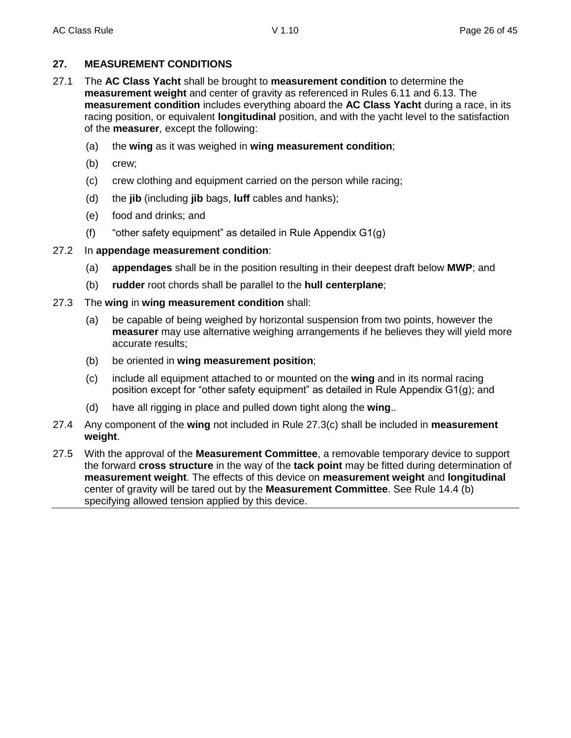## 27. MEASUREMENT CONDITIONS

27.1 The **AC Class Yacht** shall be brought to **measurement condition** to determine the **measurement weight** and center of gravity as referenced in Rules 6.11 and 6.13. The **measurement condition** includes everything aboard the **AC Class Yacht** during a race, in its racing position, or equivalent **longitudinal** position, and with the yacht level to the satisfaction of the **measurer**, except the following:

(a) the **wing** as it was weighed in **wing measurement condition**;

(b) crew;

(c) crew clothing and equipment carried on the person while racing;

(d) the **jib** (including **jib** bags, **luff** cables and hanks);

(e) food and drinks; and

(f) "other safety equipment" as detailed in Rule Appendix G1(g)

27.2 In **appendage measurement condition**:

(a) **appendages** shall be in the position resulting in their deepest draft below **MWP**; and

(b) **rudder** root chords shall be parallel to the **hull centerplane**;

27.3 The **wing** in **wing measurement condition** shall:

(a) be capable of being weighed by horizontal suspension from two points, however the **measurer** may use alternative weighing arrangements if he believes they will yield more accurate results;

(b) be oriented in **wing measurement position**;

(c) include all equipment attached to or mounted on the **wing** and in its normal racing position except for "other safety equipment" as detailed in Rule Appendix G1(g); and

(d) have all rigging in place and pulled down tight along the **wing**..

27.4 Any component of the **wing** not included in Rule 27.3(c) shall be included in **measurement weight**.

27.5 With the approval of the **Measurement Committee**, a removable temporary device to support the forward **cross structure** in the way of the **tack point** may be fitted during determination of **measurement weight**. The effects of this device on **measurement weight** and **longitudinal** center of gravity will be tared out by the **Measurement Committee**. See Rule 14.4 (b) specifying allowed tension applied by this device.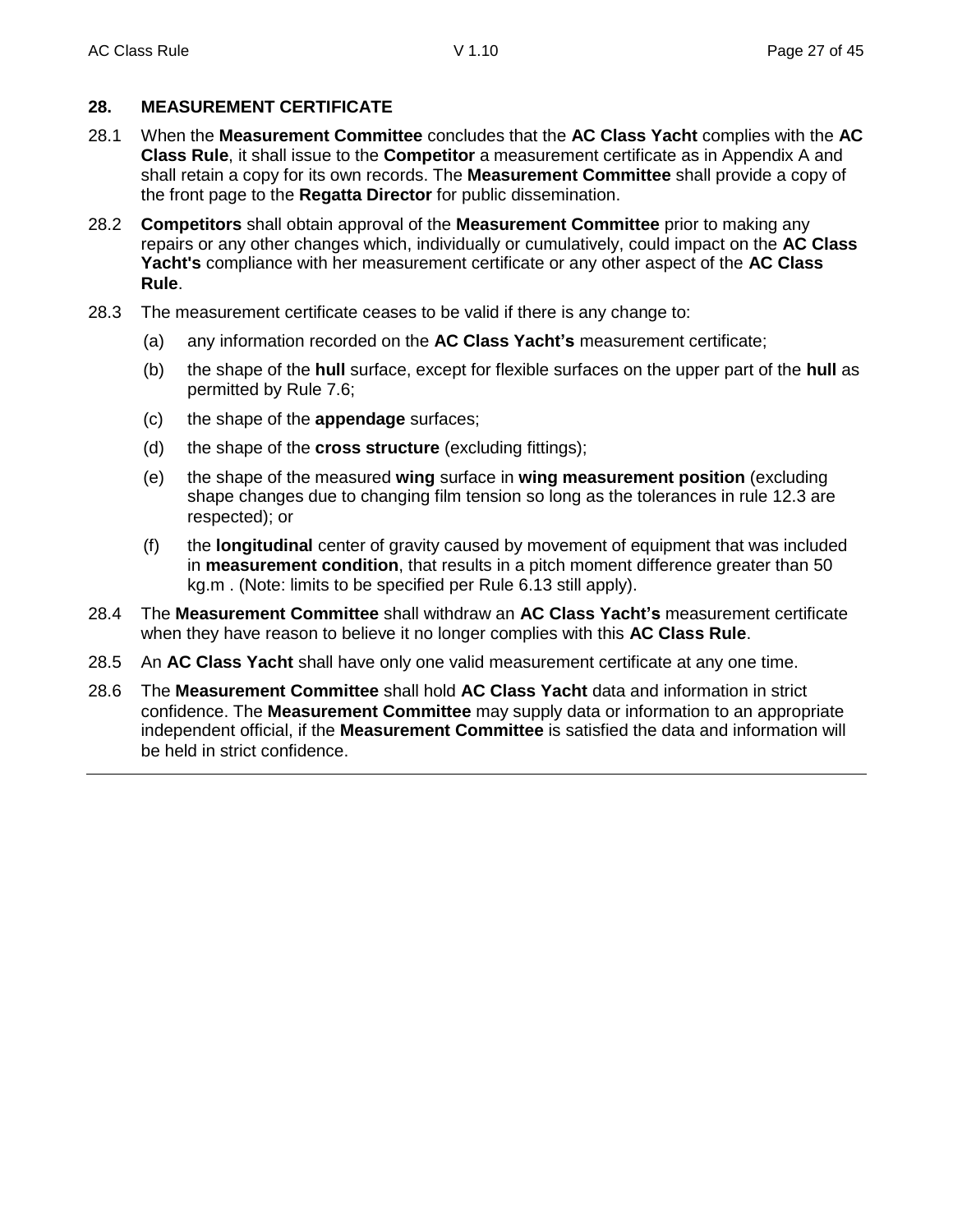## 28. MEASUREMENT CERTIFICATE

28.1 When the **Measurement Committee** concludes that the **AC Class Yacht** complies with the **AC Class Rule**, it shall issue to the **Competitor** a measurement certificate as in Appendix A and shall retain a copy for its own records. The **Measurement Committee** shall provide a copy of the front page to the **Regatta Director** for public dissemination.

28.2 **Competitors** shall obtain approval of the **Measurement Committee** prior to making any repairs or any other changes which, individually or cumulatively, could impact on the **AC Class Yacht's** compliance with her measurement certificate or any other aspect of the **AC Class Rule**.

28.3 The measurement certificate ceases to be valid if there is any change to:

(a) any information recorded on the **AC Class Yacht's** measurement certificate;

(b) the shape of the **hull** surface, except for flexible surfaces on the upper part of the **hull** as permitted by Rule 7.6;

(c) the shape of the **appendage** surfaces;

(d) the shape of the **cross structure** (excluding fittings);

(e) the shape of the measured **wing** surface in **wing measurement position** (excluding shape changes due to changing film tension so long as the tolerances in rule 12.3 are respected); or

(f) the **longitudinal** center of gravity caused by movement of equipment that was included in **measurement condition**, that results in a pitch moment difference greater than 50 kg.m . (Note: limits to be specified per Rule 6.13 still apply).

28.4 The **Measurement Committee** shall withdraw an **AC Class Yacht's** measurement certificate when they have reason to believe it no longer complies with this **AC Class Rule**.

28.5 An **AC Class Yacht** shall have only one valid measurement certificate at any one time.

28.6 The **Measurement Committee** shall hold **AC Class Yacht** data and information in strict confidence. The **Measurement Committee** may supply data or information to an appropriate independent official, if the **Measurement Committee** is satisfied the data and information will be held in strict confidence.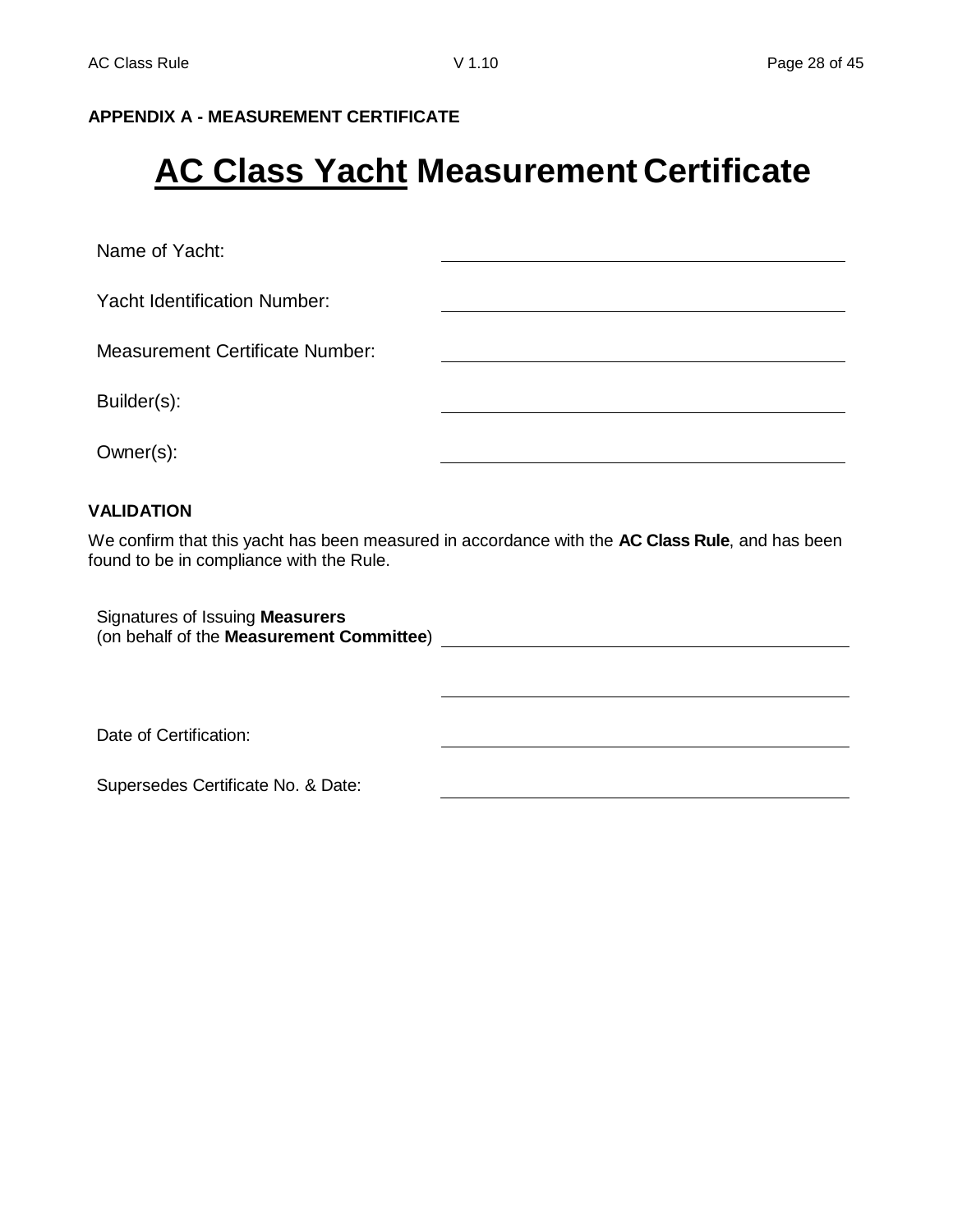**APPENDIX A - MEASUREMENT CERTIFICATE**

# AC Class Yacht Measurement Certificate

| | |
|---|---|
| Name of Yacht: | |
| Yacht Identification Number: | |
| Measurement Certificate Number: | |
| Builder(s): | |
| Owner(s): | |

**VALIDATION**

We confirm that this yacht has been measured in accordance with the **AC Class Rule**, and has been found to be in compliance with the Rule.

| | |
|---|---|
| Signatures of Issuing **Measurers** (on behalf of the **Measurement Committee**) | |
| | |
| Date of Certification: | |
| Supersedes Certificate No. & Date: | |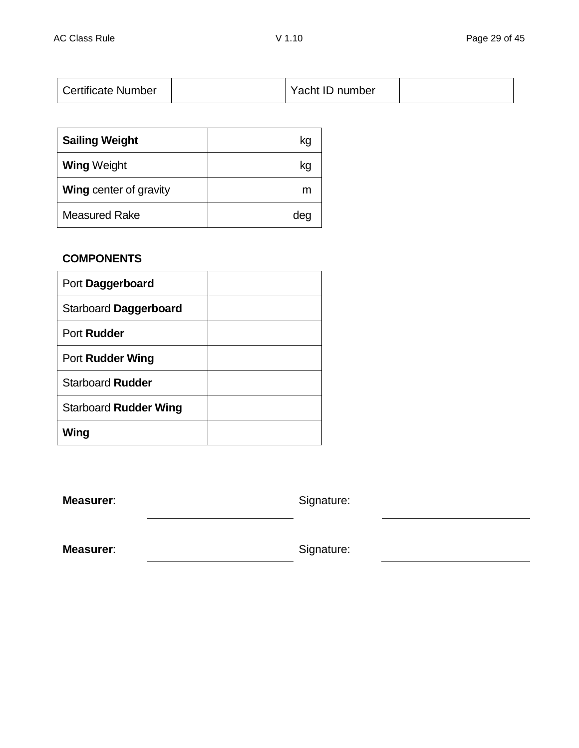| | | | |
|---|---|---|---|
| Certificate Number | | Yacht ID number | |

| | |
|---|---|
| **Sailing Weight** | kg |
| **Wing** Weight | kg |
| **Wing** center of gravity | m |
| Measured Rake | deg |

**COMPONENTS**

| | |
|---|---|
| Port **Daggerboard** | |
| Starboard **Daggerboard** | |
| Port **Rudder** | |
| Port **Rudder Wing** | |
| Starboard **Rudder** | |
| Starboard **Rudder Wing** | |
| **Wing** | |

**Measurer**: \_\_\_\_\_\_\_\_\_\_\_\_\_\_\_\_\_\_\_\_ Signature: \_\_\_\_\_\_\_\_\_\_\_\_\_\_\_\_\_\_\_\_

**Measurer**: \_\_\_\_\_\_\_\_\_\_\_\_\_\_\_\_\_\_\_\_ Signature: \_\_\_\_\_\_\_\_\_\_\_\_\_\_\_\_\_\_\_\_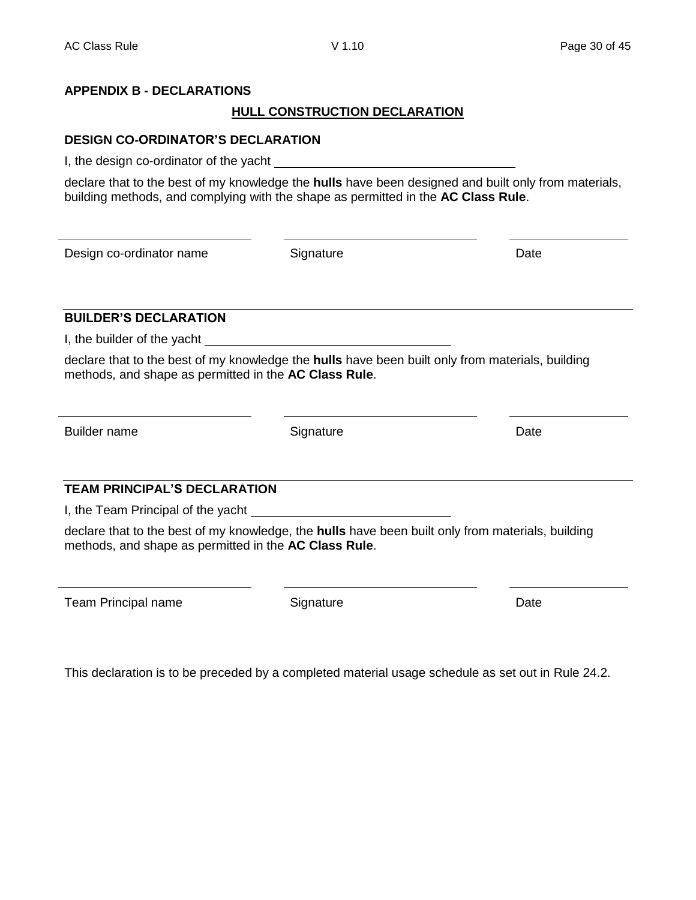## APPENDIX B - DECLARATIONS

### HULL CONSTRUCTION DECLARATION

**DESIGN CO-ORDINATOR'S DECLARATION**

I, the design co-ordinator of the yacht ____________________________________

declare that to the best of my knowledge the **hulls** have been designed and built only from materials, building methods, and complying with the shape as permitted in the **AC Class Rule**.

| Design co-ordinator name | Signature | Date |
|---|---|---|
| | | |

**BUILDER'S DECLARATION**

I, the builder of the yacht ____________________________________

declare that to the best of my knowledge the **hulls** have been built only from materials, building methods, and shape as permitted in the **AC Class Rule**.

| Builder name | Signature | Date |
|---|---|---|
| | | |

**TEAM PRINCIPAL'S DECLARATION**

I, the Team Principal of the yacht ______________________________

declare that to the best of my knowledge, the **hulls** have been built only from materials, building methods, and shape as permitted in the **AC Class Rule**.

| Team Principal name | Signature | Date |
|---|---|---|
| | | |

This declaration is to be preceded by a completed material usage schedule as set out in Rule 24.2.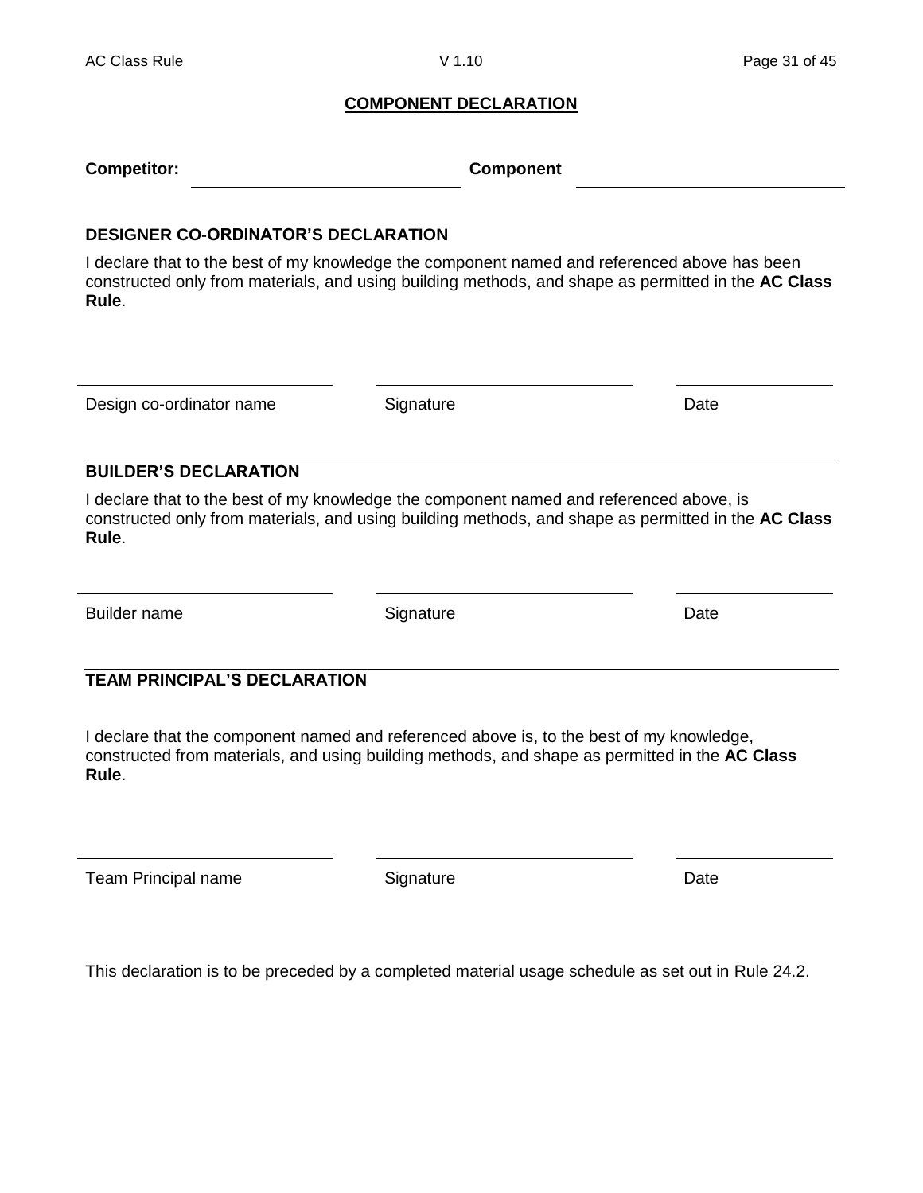## COMPONENT DECLARATION

**Competitor:** ______________________ **Component** ______________________

### DESIGNER CO-ORDINATOR'S DECLARATION

I declare that to the best of my knowledge the component named and referenced above has been constructed only from materials, and using building methods, and shape as permitted in the **AC Class Rule**.

| | | |
|---|---|---|
| Design co-ordinator name | Signature | Date |

### BUILDER'S DECLARATION

I declare that to the best of my knowledge the component named and referenced above, is constructed only from materials, and using building methods, and shape as permitted in the **AC Class Rule**.

| | | |
|---|---|---|
| Builder name | Signature | Date |

### TEAM PRINCIPAL'S DECLARATION

I declare that the component named and referenced above is, to the best of my knowledge, constructed from materials, and using building methods, and shape as permitted in the **AC Class Rule**.

| | | |
|---|---|---|
| Team Principal name | Signature | Date |

This declaration is to be preceded by a completed material usage schedule as set out in Rule 24.2.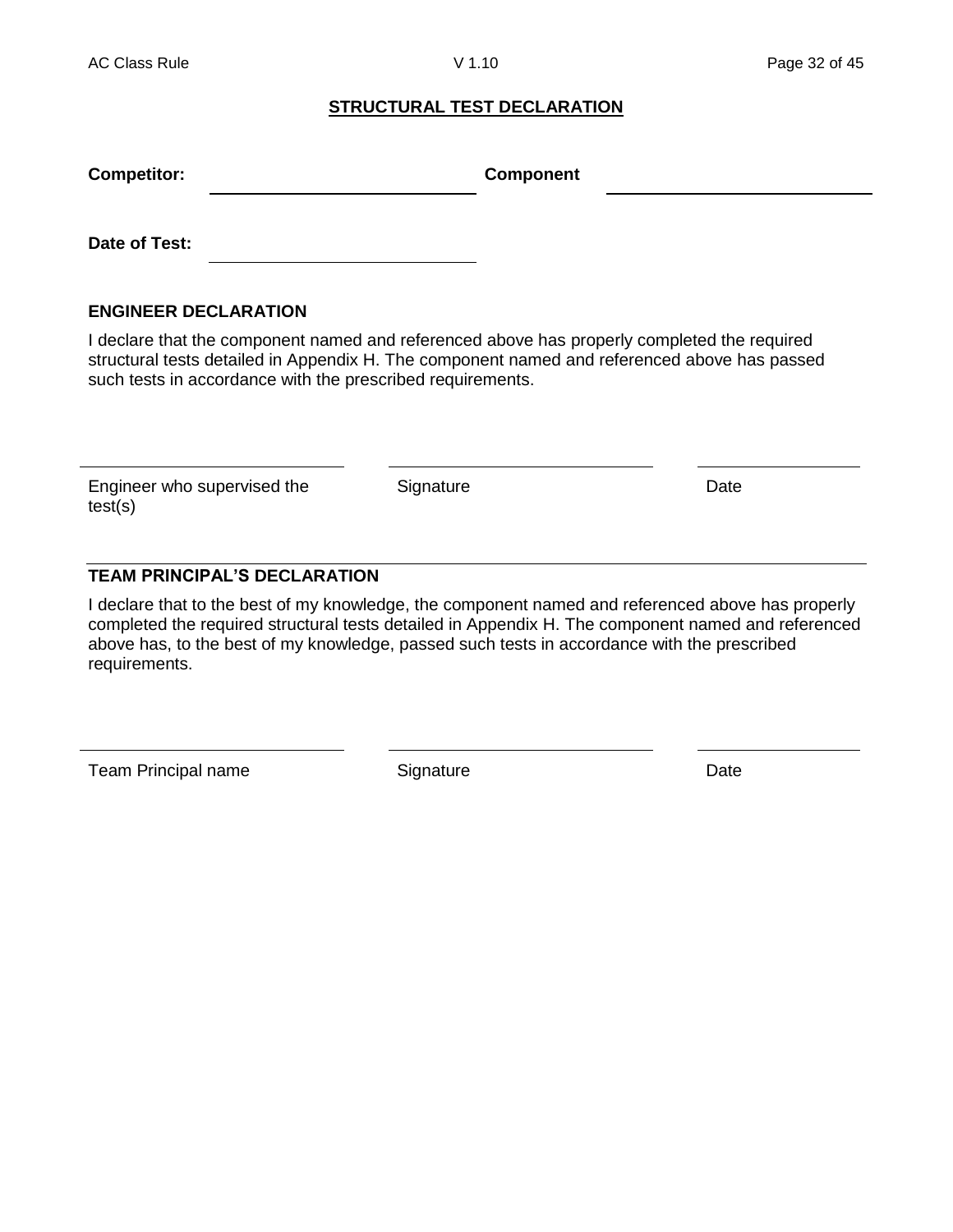## STRUCTURAL TEST DECLARATION

**Competitor:** ______________________ **Component** ______________________

**Date of Test:** ______________________

### ENGINEER DECLARATION

I declare that the component named and referenced above has properly completed the required structural tests detailed in Appendix H. The component named and referenced above has passed such tests in accordance with the prescribed requirements.

| Engineer who supervised the test(s) | Signature | Date |
| --- | --- | --- |
| | | |

### TEAM PRINCIPAL'S DECLARATION

I declare that to the best of my knowledge, the component named and referenced above has properly completed the required structural tests detailed in Appendix H. The component named and referenced above has, to the best of my knowledge, passed such tests in accordance with the prescribed requirements.

| Team Principal name | Signature | Date |
| --- | --- | --- |
| | | |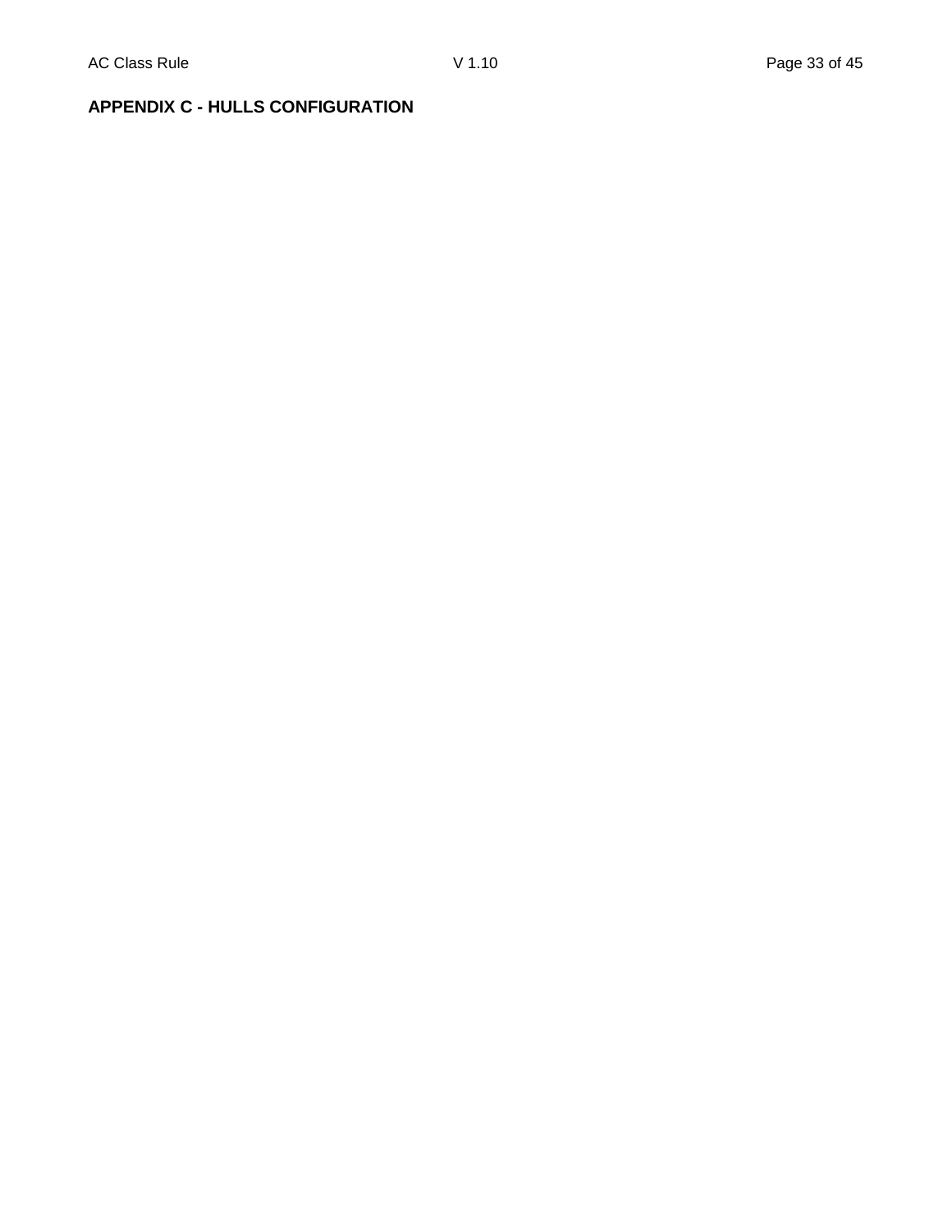**APPENDIX C - HULLS CONFIGURATION**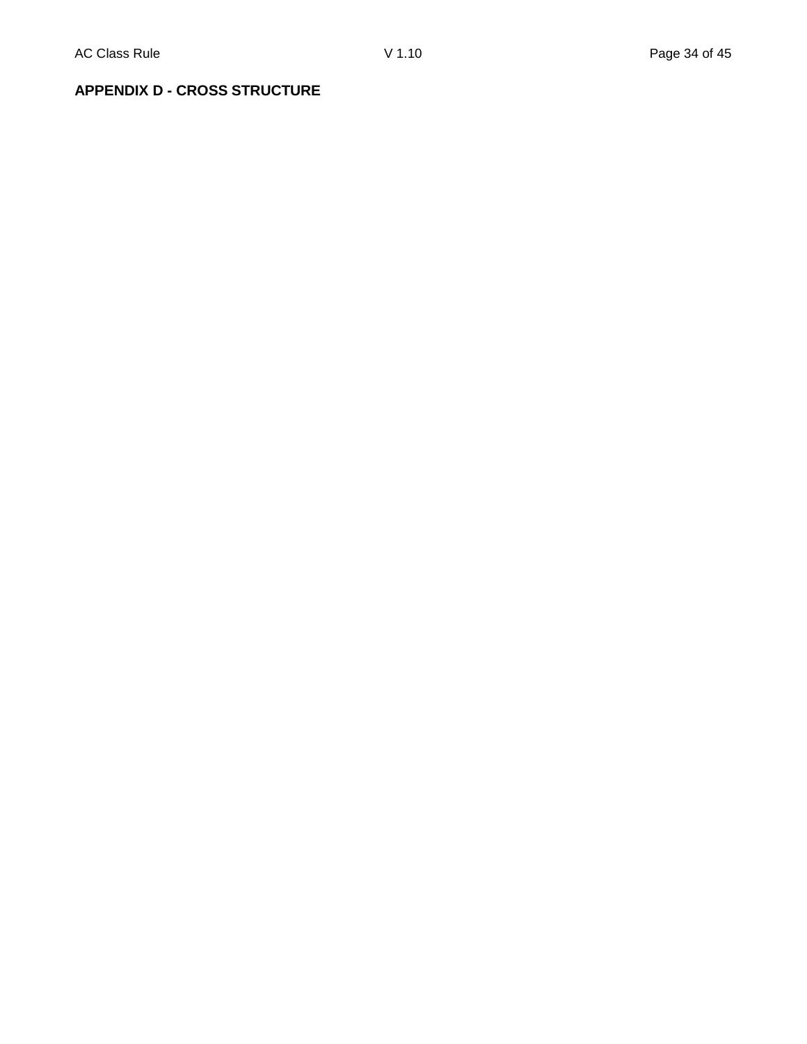## APPENDIX D - CROSS STRUCTURE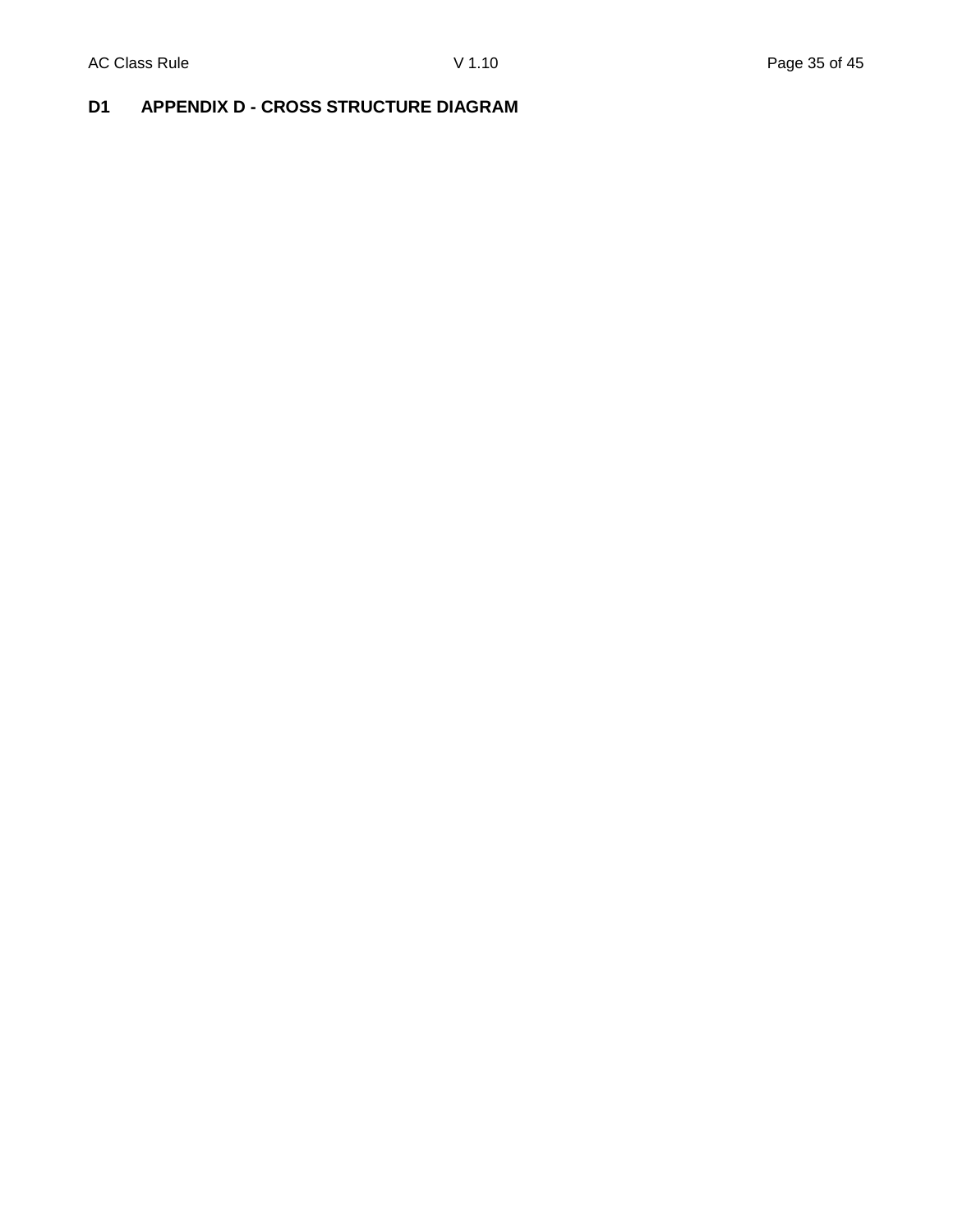## D1 APPENDIX D - CROSS STRUCTURE DIAGRAM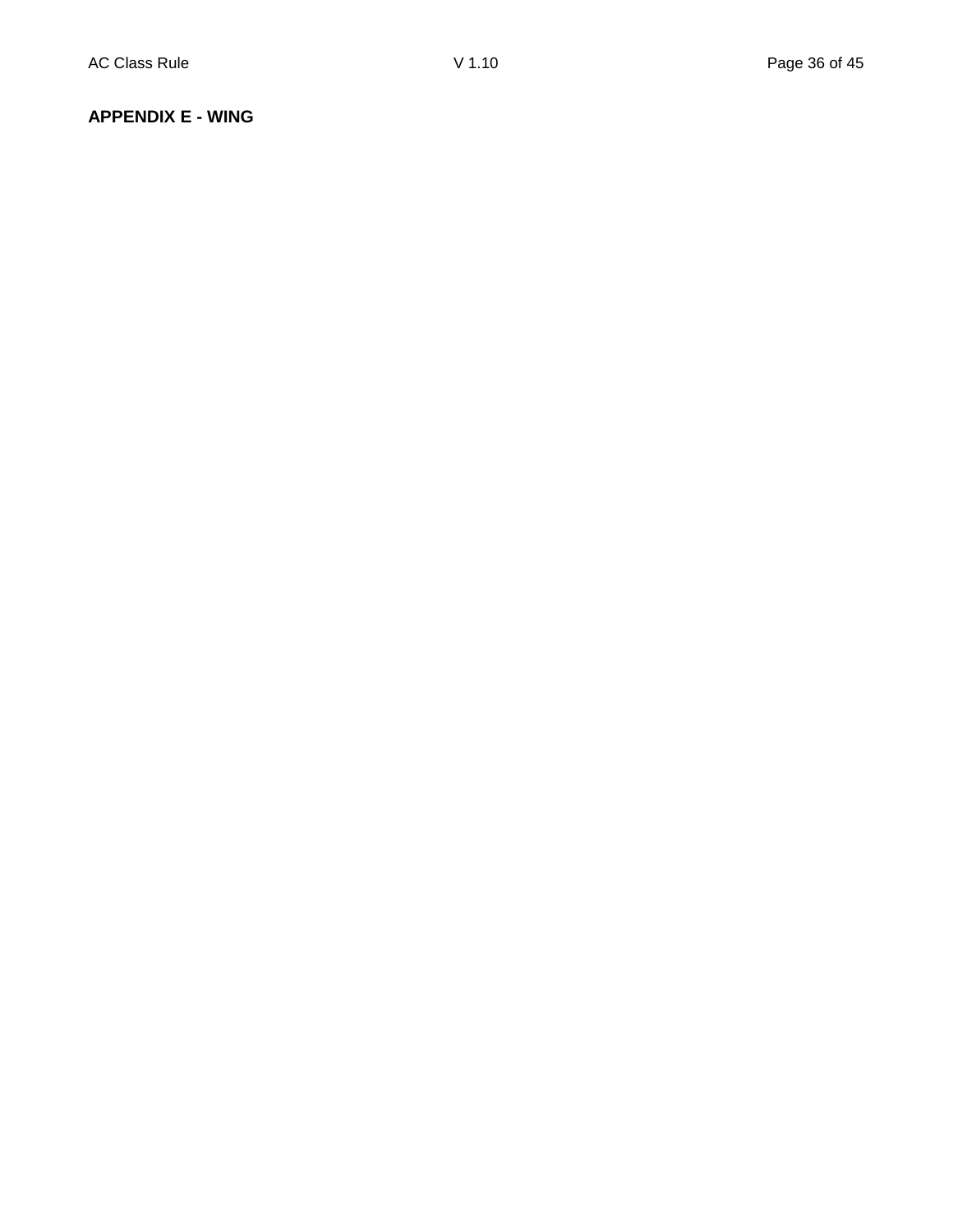**APPENDIX E - WING**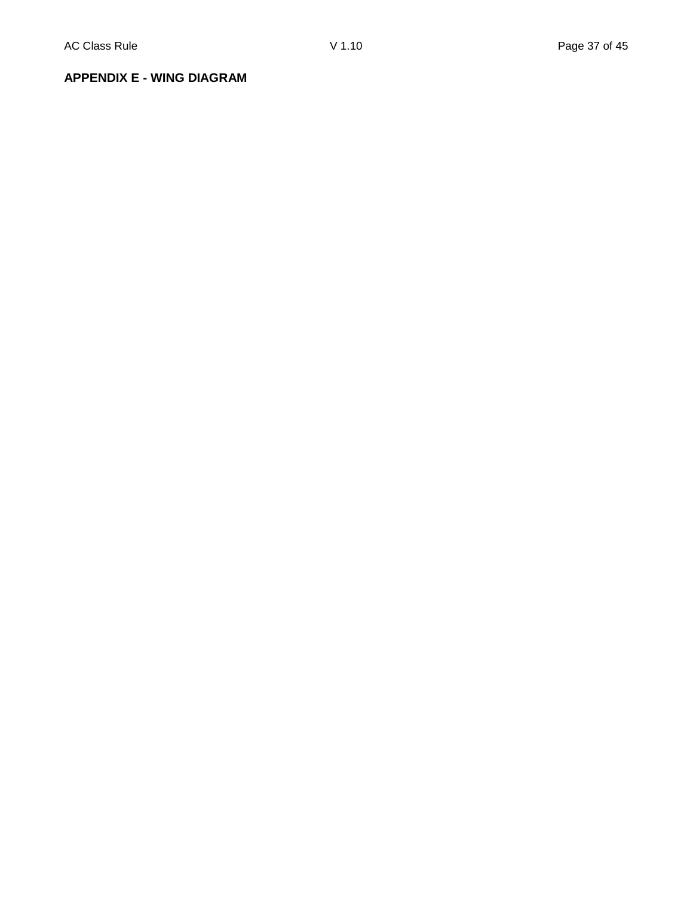**APPENDIX E - WING DIAGRAM**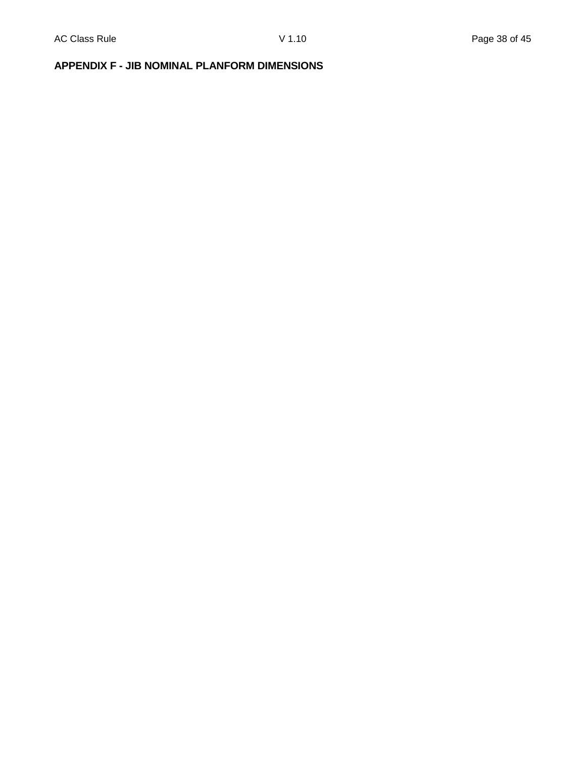## APPENDIX F - JIB NOMINAL PLANFORM DIMENSIONS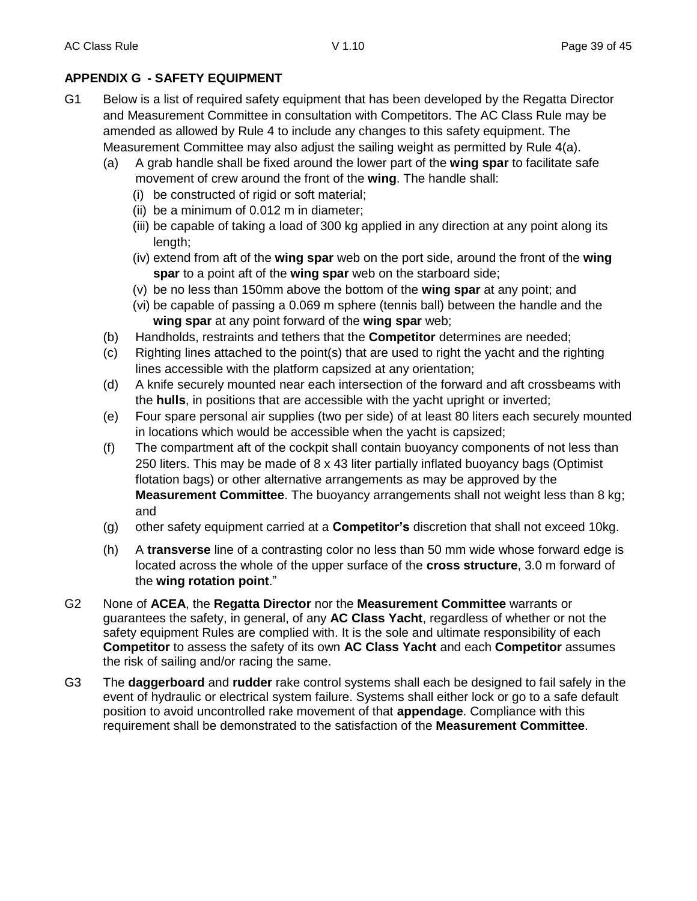## APPENDIX G - SAFETY EQUIPMENT

G1 Below is a list of required safety equipment that has been developed by the Regatta Director and Measurement Committee in consultation with Competitors. The AC Class Rule may be amended as allowed by Rule 4 to include any changes to this safety equipment. The Measurement Committee may also adjust the sailing weight as permitted by Rule 4(a).

- (a) A grab handle shall be fixed around the lower part of the **wing spar** to facilitate safe movement of crew around the front of the **wing**. The handle shall:
  - (i) be constructed of rigid or soft material;
  - (ii) be a minimum of 0.012 m in diameter;
  - (iii) be capable of taking a load of 300 kg applied in any direction at any point along its length;
  - (iv) extend from aft of the **wing spar** web on the port side, around the front of the **wing spar** to a point aft of the **wing spar** web on the starboard side;
  - (v) be no less than 150mm above the bottom of the **wing spar** at any point; and
  - (vi) be capable of passing a 0.069 m sphere (tennis ball) between the handle and the **wing spar** at any point forward of the **wing spar** web;
- (b) Handholds, restraints and tethers that the **Competitor** determines are needed;
- (c) Righting lines attached to the point(s) that are used to right the yacht and the righting lines accessible with the platform capsized at any orientation;
- (d) A knife securely mounted near each intersection of the forward and aft crossbeams with the **hulls**, in positions that are accessible with the yacht upright or inverted;
- (e) Four spare personal air supplies (two per side) of at least 80 liters each securely mounted in locations which would be accessible when the yacht is capsized;
- (f) The compartment aft of the cockpit shall contain buoyancy components of not less than 250 liters. This may be made of 8 x 43 liter partially inflated buoyancy bags (Optimist flotation bags) or other alternative arrangements as may be approved by the **Measurement Committee**. The buoyancy arrangements shall not weight less than 8 kg; and
- (g) other safety equipment carried at a **Competitor's** discretion that shall not exceed 10kg.
- (h) A **transverse** line of a contrasting color no less than 50 mm wide whose forward edge is located across the whole of the upper surface of the **cross structure**, 3.0 m forward of the **wing rotation point**."

G2 None of **ACEA**, the **Regatta Director** nor the **Measurement Committee** warrants or guarantees the safety, in general, of any **AC Class Yacht**, regardless of whether or not the safety equipment Rules are complied with. It is the sole and ultimate responsibility of each **Competitor** to assess the safety of its own **AC Class Yacht** and each **Competitor** assumes the risk of sailing and/or racing the same.

G3 The **daggerboard** and **rudder** rake control systems shall each be designed to fail safely in the event of hydraulic or electrical system failure. Systems shall either lock or go to a safe default position to avoid uncontrolled rake movement of that **appendage**. Compliance with this requirement shall be demonstrated to the satisfaction of the **Measurement Committee**.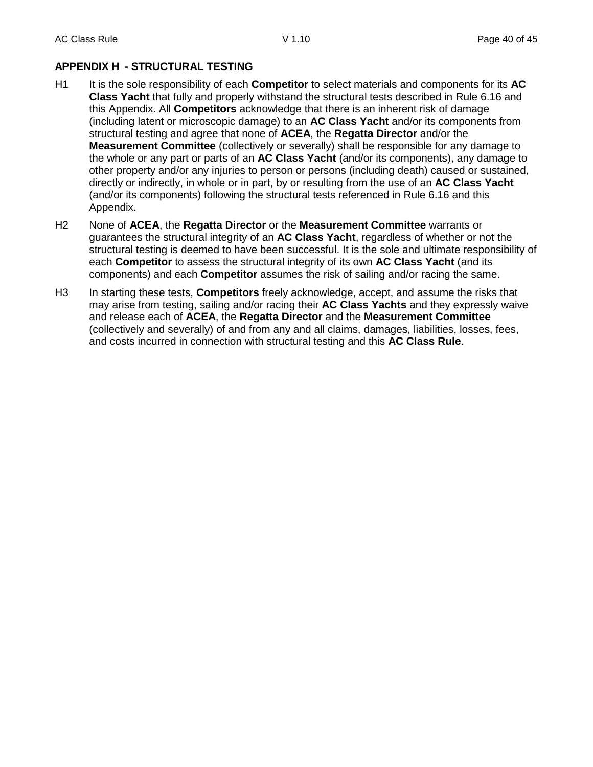## APPENDIX H - STRUCTURAL TESTING

H1 It is the sole responsibility of each **Competitor** to select materials and components for its **AC Class Yacht** that fully and properly withstand the structural tests described in Rule 6.16 and this Appendix. All **Competitors** acknowledge that there is an inherent risk of damage (including latent or microscopic damage) to an **AC Class Yacht** and/or its components from structural testing and agree that none of **ACEA**, the **Regatta Director** and/or the **Measurement Committee** (collectively or severally) shall be responsible for any damage to the whole or any part or parts of an **AC Class Yacht** (and/or its components), any damage to other property and/or any injuries to person or persons (including death) caused or sustained, directly or indirectly, in whole or in part, by or resulting from the use of an **AC Class Yacht** (and/or its components) following the structural tests referenced in Rule 6.16 and this Appendix.

H2 None of **ACEA**, the **Regatta Director** or the **Measurement Committee** warrants or guarantees the structural integrity of an **AC Class Yacht**, regardless of whether or not the structural testing is deemed to have been successful. It is the sole and ultimate responsibility of each **Competitor** to assess the structural integrity of its own **AC Class Yacht** (and its components) and each **Competitor** assumes the risk of sailing and/or racing the same.

H3 In starting these tests, **Competitors** freely acknowledge, accept, and assume the risks that may arise from testing, sailing and/or racing their **AC Class Yachts** and they expressly waive and release each of **ACEA**, the **Regatta Director** and the **Measurement Committee** (collectively and severally) of and from any and all claims, damages, liabilities, losses, fees, and costs incurred in connection with structural testing and this **AC Class Rule**.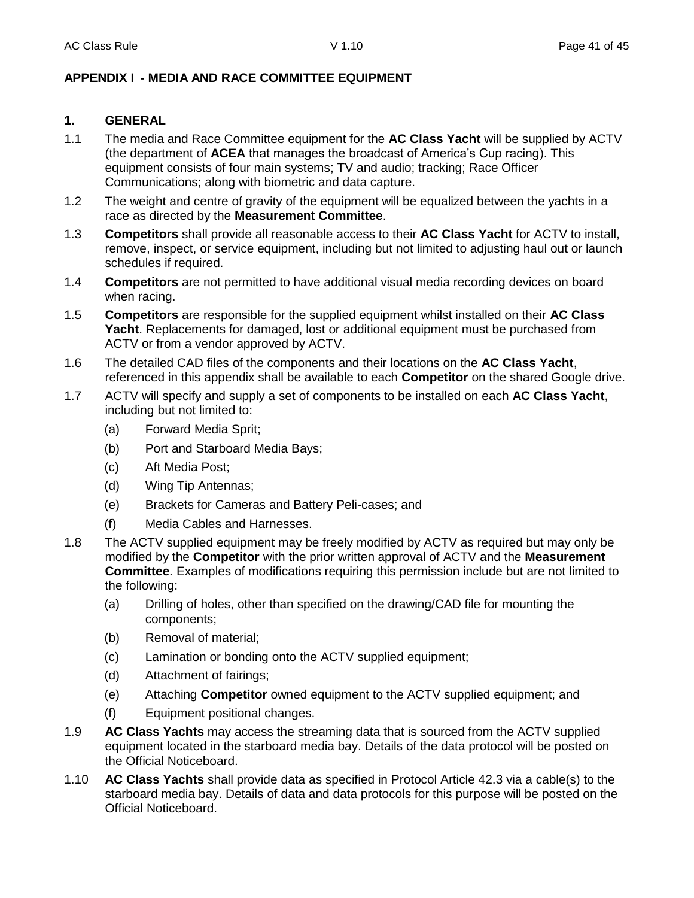## APPENDIX I - MEDIA AND RACE COMMITTEE EQUIPMENT

### 1. GENERAL

1.1 The media and Race Committee equipment for the **AC Class Yacht** will be supplied by ACTV (the department of **ACEA** that manages the broadcast of America's Cup racing). This equipment consists of four main systems; TV and audio; tracking; Race Officer Communications; along with biometric and data capture.

1.2 The weight and centre of gravity of the equipment will be equalized between the yachts in a race as directed by the **Measurement Committee**.

1.3 **Competitors** shall provide all reasonable access to their **AC Class Yacht** for ACTV to install, remove, inspect, or service equipment, including but not limited to adjusting haul out or launch schedules if required.

1.4 **Competitors** are not permitted to have additional visual media recording devices on board when racing.

1.5 **Competitors** are responsible for the supplied equipment whilst installed on their **AC Class Yacht**. Replacements for damaged, lost or additional equipment must be purchased from ACTV or from a vendor approved by ACTV.

1.6 The detailed CAD files of the components and their locations on the **AC Class Yacht**, referenced in this appendix shall be available to each **Competitor** on the shared Google drive.

1.7 ACTV will specify and supply a set of components to be installed on each **AC Class Yacht**, including but not limited to:

- (a) Forward Media Sprit;
- (b) Port and Starboard Media Bays;
- (c) Aft Media Post;
- (d) Wing Tip Antennas;
- (e) Brackets for Cameras and Battery Peli-cases; and
- (f) Media Cables and Harnesses.

1.8 The ACTV supplied equipment may be freely modified by ACTV as required but may only be modified by the **Competitor** with the prior written approval of ACTV and the **Measurement Committee**. Examples of modifications requiring this permission include but are not limited to the following:

- (a) Drilling of holes, other than specified on the drawing/CAD file for mounting the components;
- (b) Removal of material;
- (c) Lamination or bonding onto the ACTV supplied equipment;
- (d) Attachment of fairings;
- (e) Attaching **Competitor** owned equipment to the ACTV supplied equipment; and
- (f) Equipment positional changes.

1.9 **AC Class Yachts** may access the streaming data that is sourced from the ACTV supplied equipment located in the starboard media bay. Details of the data protocol will be posted on the Official Noticeboard.

1.10 **AC Class Yachts** shall provide data as specified in Protocol Article 42.3 via a cable(s) to the starboard media bay. Details of data and data protocols for this purpose will be posted on the Official Noticeboard.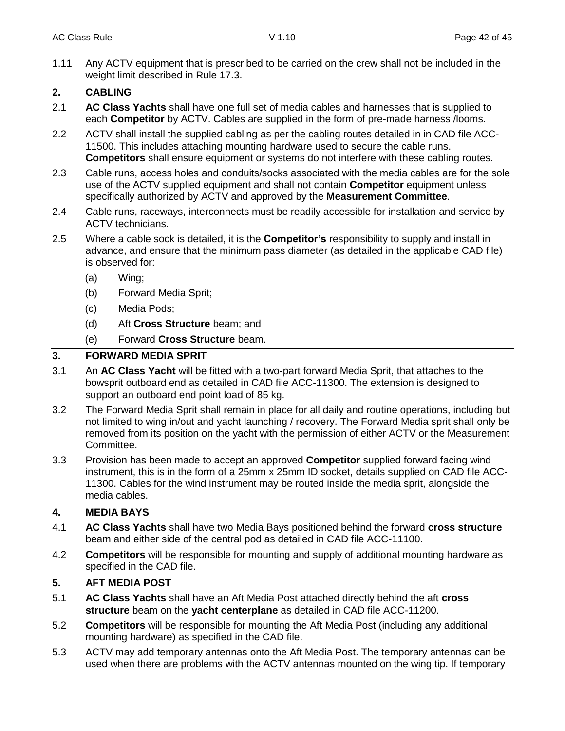1.11 Any ACTV equipment that is prescribed to be carried on the crew shall not be included in the weight limit described in Rule 17.3.

## 2. CABLING

2.1 **AC Class Yachts** shall have one full set of media cables and harnesses that is supplied to each **Competitor** by ACTV. Cables are supplied in the form of pre-made harness /looms.

2.2 ACTV shall install the supplied cabling as per the cabling routes detailed in in CAD file ACC-11500. This includes attaching mounting hardware used to secure the cable runs. **Competitors** shall ensure equipment or systems do not interfere with these cabling routes.

2.3 Cable runs, access holes and conduits/socks associated with the media cables are for the sole use of the ACTV supplied equipment and shall not contain **Competitor** equipment unless specifically authorized by ACTV and approved by the **Measurement Committee**.

2.4 Cable runs, raceways, interconnects must be readily accessible for installation and service by ACTV technicians.

2.5 Where a cable sock is detailed, it is the **Competitor's** responsibility to supply and install in advance, and ensure that the minimum pass diameter (as detailed in the applicable CAD file) is observed for:

(a) Wing;

(b) Forward Media Sprit;

(c) Media Pods;

(d) Aft **Cross Structure** beam; and

(e) Forward **Cross Structure** beam.

## 3. FORWARD MEDIA SPRIT

3.1 An **AC Class Yacht** will be fitted with a two-part forward Media Sprit, that attaches to the bowsprit outboard end as detailed in CAD file ACC-11300. The extension is designed to support an outboard end point load of 85 kg.

3.2 The Forward Media Sprit shall remain in place for all daily and routine operations, including but not limited to wing in/out and yacht launching / recovery. The Forward Media sprit shall only be removed from its position on the yacht with the permission of either ACTV or the Measurement Committee.

3.3 Provision has been made to accept an approved **Competitor** supplied forward facing wind instrument, this is in the form of a 25mm x 25mm ID socket, details supplied on CAD file ACC-11300. Cables for the wind instrument may be routed inside the media sprit, alongside the media cables.

## 4. MEDIA BAYS

4.1 **AC Class Yachts** shall have two Media Bays positioned behind the forward **cross structure** beam and either side of the central pod as detailed in CAD file ACC-11100.

4.2 **Competitors** will be responsible for mounting and supply of additional mounting hardware as specified in the CAD file.

## 5. AFT MEDIA POST

5.1 **AC Class Yachts** shall have an Aft Media Post attached directly behind the aft **cross structure** beam on the **yacht centerplane** as detailed in CAD file ACC-11200.

5.2 **Competitors** will be responsible for mounting the Aft Media Post (including any additional mounting hardware) as specified in the CAD file.

5.3 ACTV may add temporary antennas onto the Aft Media Post. The temporary antennas can be used when there are problems with the ACTV antennas mounted on the wing tip. If temporary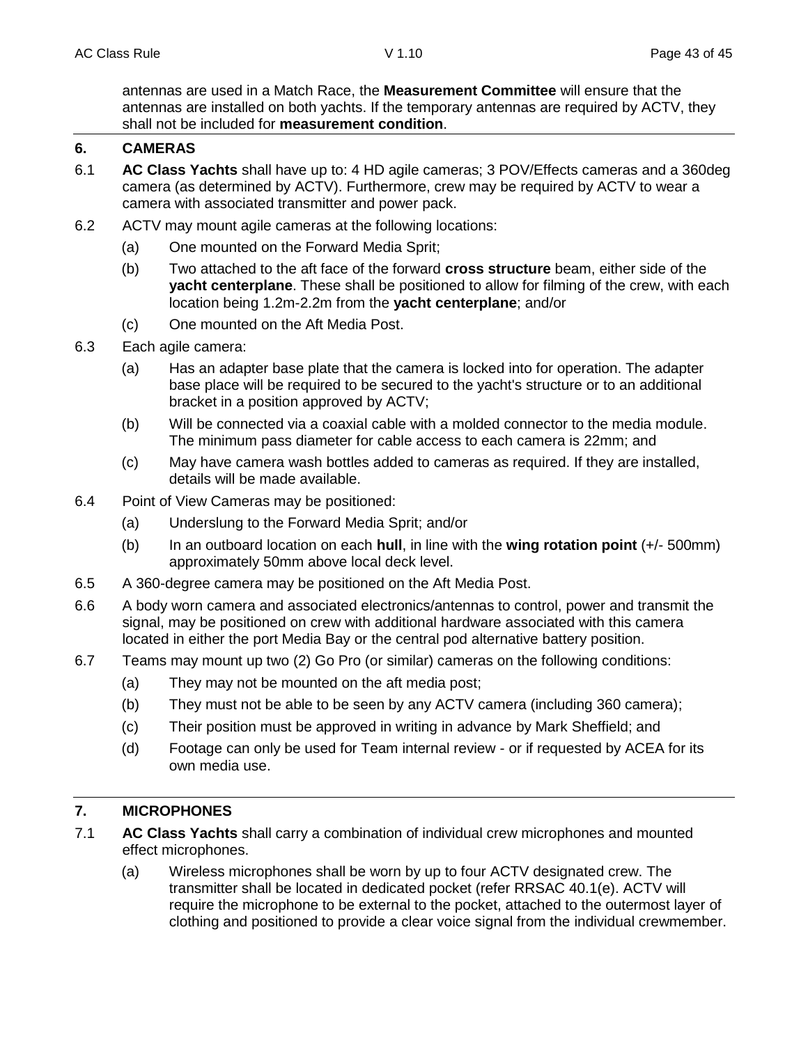antennas are used in a Match Race, the **Measurement Committee** will ensure that the antennas are installed on both yachts. If the temporary antennas are required by ACTV, they shall not be included for **measurement condition**.

## 6. CAMERAS

6.1 **AC Class Yachts** shall have up to: 4 HD agile cameras; 3 POV/Effects cameras and a 360deg camera (as determined by ACTV). Furthermore, crew may be required by ACTV to wear a camera with associated transmitter and power pack.

6.2 ACTV may mount agile cameras at the following locations:

- (a) One mounted on the Forward Media Sprit;
- (b) Two attached to the aft face of the forward **cross structure** beam, either side of the **yacht centerplane**. These shall be positioned to allow for filming of the crew, with each location being 1.2m-2.2m from the **yacht centerplane**; and/or
- (c) One mounted on the Aft Media Post.

6.3 Each agile camera:

- (a) Has an adapter base plate that the camera is locked into for operation. The adapter base place will be required to be secured to the yacht's structure or to an additional bracket in a position approved by ACTV;
- (b) Will be connected via a coaxial cable with a molded connector to the media module. The minimum pass diameter for cable access to each camera is 22mm; and
- (c) May have camera wash bottles added to cameras as required. If they are installed, details will be made available.

6.4 Point of View Cameras may be positioned:

- (a) Underslung to the Forward Media Sprit; and/or
- (b) In an outboard location on each **hull**, in line with the **wing rotation point** (+/- 500mm) approximately 50mm above local deck level.

6.5 A 360-degree camera may be positioned on the Aft Media Post.

6.6 A body worn camera and associated electronics/antennas to control, power and transmit the signal, may be positioned on crew with additional hardware associated with this camera located in either the port Media Bay or the central pod alternative battery position.

6.7 Teams may mount up two (2) Go Pro (or similar) cameras on the following conditions:

- (a) They may not be mounted on the aft media post;
- (b) They must not be able to be seen by any ACTV camera (including 360 camera);
- (c) Their position must be approved in writing in advance by Mark Sheffield; and
- (d) Footage can only be used for Team internal review - or if requested by ACEA for its own media use.

## 7. MICROPHONES

7.1 **AC Class Yachts** shall carry a combination of individual crew microphones and mounted effect microphones.

- (a) Wireless microphones shall be worn by up to four ACTV designated crew. The transmitter shall be located in dedicated pocket (refer RRSAC 40.1(e). ACTV will require the microphone to be external to the pocket, attached to the outermost layer of clothing and positioned to provide a clear voice signal from the individual crewmember.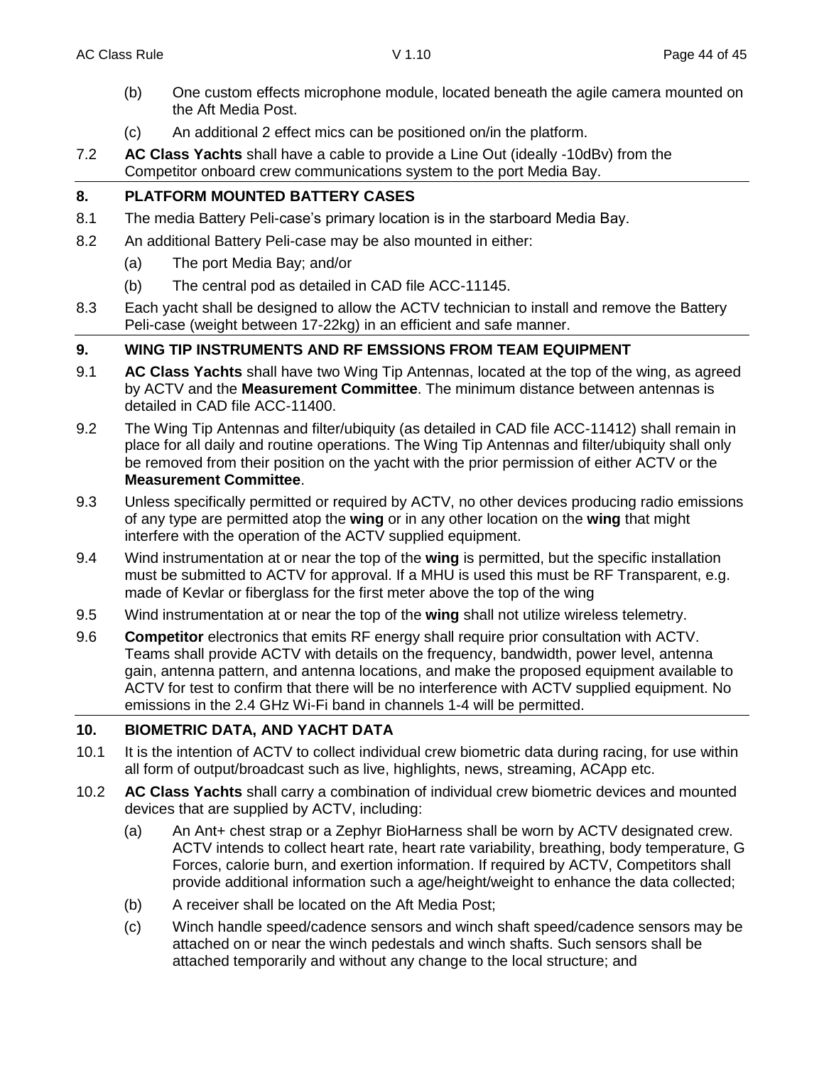(b) One custom effects microphone module, located beneath the agile camera mounted on the Aft Media Post.

(c) An additional 2 effect mics can be positioned on/in the platform.

7.2 **AC Class Yachts** shall have a cable to provide a Line Out (ideally -10dBv) from the Competitor onboard crew communications system to the port Media Bay.

## 8. PLATFORM MOUNTED BATTERY CASES

8.1 The media Battery Peli-case's primary location is in the starboard Media Bay.

8.2 An additional Battery Peli-case may be also mounted in either:

(a) The port Media Bay; and/or

(b) The central pod as detailed in CAD file ACC-11145.

8.3 Each yacht shall be designed to allow the ACTV technician to install and remove the Battery Peli-case (weight between 17-22kg) in an efficient and safe manner.

## 9. WING TIP INSTRUMENTS AND RF EMSSIONS FROM TEAM EQUIPMENT

9.1 **AC Class Yachts** shall have two Wing Tip Antennas, located at the top of the wing, as agreed by ACTV and the **Measurement Committee**. The minimum distance between antennas is detailed in CAD file ACC-11400.

9.2 The Wing Tip Antennas and filter/ubiquity (as detailed in CAD file ACC-11412) shall remain in place for all daily and routine operations. The Wing Tip Antennas and filter/ubiquity shall only be removed from their position on the yacht with the prior permission of either ACTV or the **Measurement Committee**.

9.3 Unless specifically permitted or required by ACTV, no other devices producing radio emissions of any type are permitted atop the **wing** or in any other location on the **wing** that might interfere with the operation of the ACTV supplied equipment.

9.4 Wind instrumentation at or near the top of the **wing** is permitted, but the specific installation must be submitted to ACTV for approval. If a MHU is used this must be RF Transparent, e.g. made of Kevlar or fiberglass for the first meter above the top of the wing

9.5 Wind instrumentation at or near the top of the **wing** shall not utilize wireless telemetry.

9.6 **Competitor** electronics that emits RF energy shall require prior consultation with ACTV. Teams shall provide ACTV with details on the frequency, bandwidth, power level, antenna gain, antenna pattern, and antenna locations, and make the proposed equipment available to ACTV for test to confirm that there will be no interference with ACTV supplied equipment. No emissions in the 2.4 GHz Wi-Fi band in channels 1-4 will be permitted.

## 10. BIOMETRIC DATA, AND YACHT DATA

10.1 It is the intention of ACTV to collect individual crew biometric data during racing, for use within all form of output/broadcast such as live, highlights, news, streaming, ACApp etc.

10.2 **AC Class Yachts** shall carry a combination of individual crew biometric devices and mounted devices that are supplied by ACTV, including:

(a) An Ant+ chest strap or a Zephyr BioHarness shall be worn by ACTV designated crew. ACTV intends to collect heart rate, heart rate variability, breathing, body temperature, G Forces, calorie burn, and exertion information. If required by ACTV, Competitors shall provide additional information such a age/height/weight to enhance the data collected;

(b) A receiver shall be located on the Aft Media Post;

(c) Winch handle speed/cadence sensors and winch shaft speed/cadence sensors may be attached on or near the winch pedestals and winch shafts. Such sensors shall be attached temporarily and without any change to the local structure; and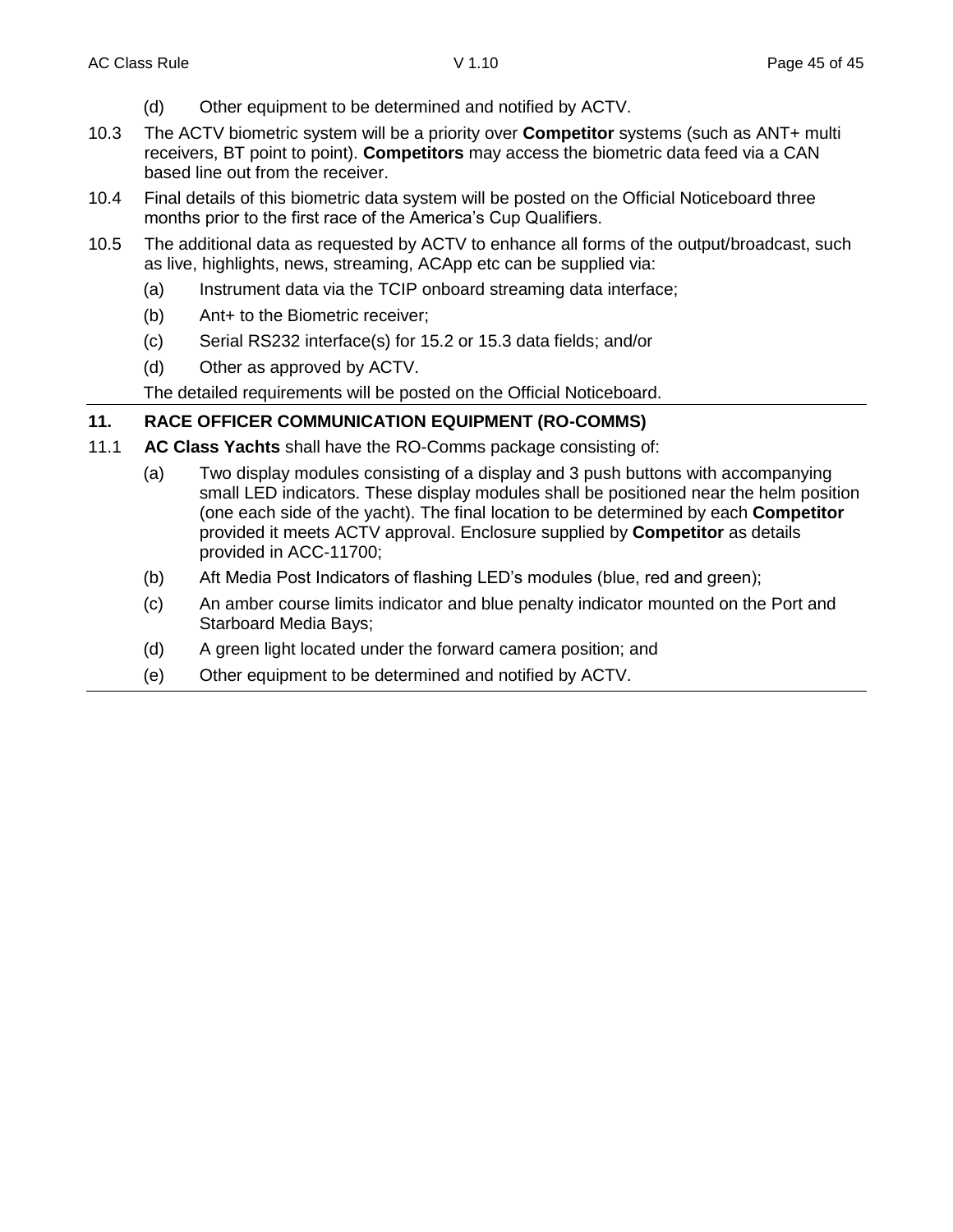(d) Other equipment to be determined and notified by ACTV.

10.3 The ACTV biometric system will be a priority over **Competitor** systems (such as ANT+ multi receivers, BT point to point). **Competitors** may access the biometric data feed via a CAN based line out from the receiver.

10.4 Final details of this biometric data system will be posted on the Official Noticeboard three months prior to the first race of the America's Cup Qualifiers.

10.5 The additional data as requested by ACTV to enhance all forms of the output/broadcast, such as live, highlights, news, streaming, ACApp etc can be supplied via:

(a) Instrument data via the TCIP onboard streaming data interface;

(b) Ant+ to the Biometric receiver;

(c) Serial RS232 interface(s) for 15.2 or 15.3 data fields; and/or

(d) Other as approved by ACTV.

The detailed requirements will be posted on the Official Noticeboard.

## 11. RACE OFFICER COMMUNICATION EQUIPMENT (RO-COMMS)

11.1 **AC Class Yachts** shall have the RO-Comms package consisting of:

(a) Two display modules consisting of a display and 3 push buttons with accompanying small LED indicators. These display modules shall be positioned near the helm position (one each side of the yacht). The final location to be determined by each **Competitor** provided it meets ACTV approval. Enclosure supplied by **Competitor** as details provided in ACC-11700;

(b) Aft Media Post Indicators of flashing LED's modules (blue, red and green);

(c) An amber course limits indicator and blue penalty indicator mounted on the Port and Starboard Media Bays;

(d) A green light located under the forward camera position; and

(e) Other equipment to be determined and notified by ACTV.